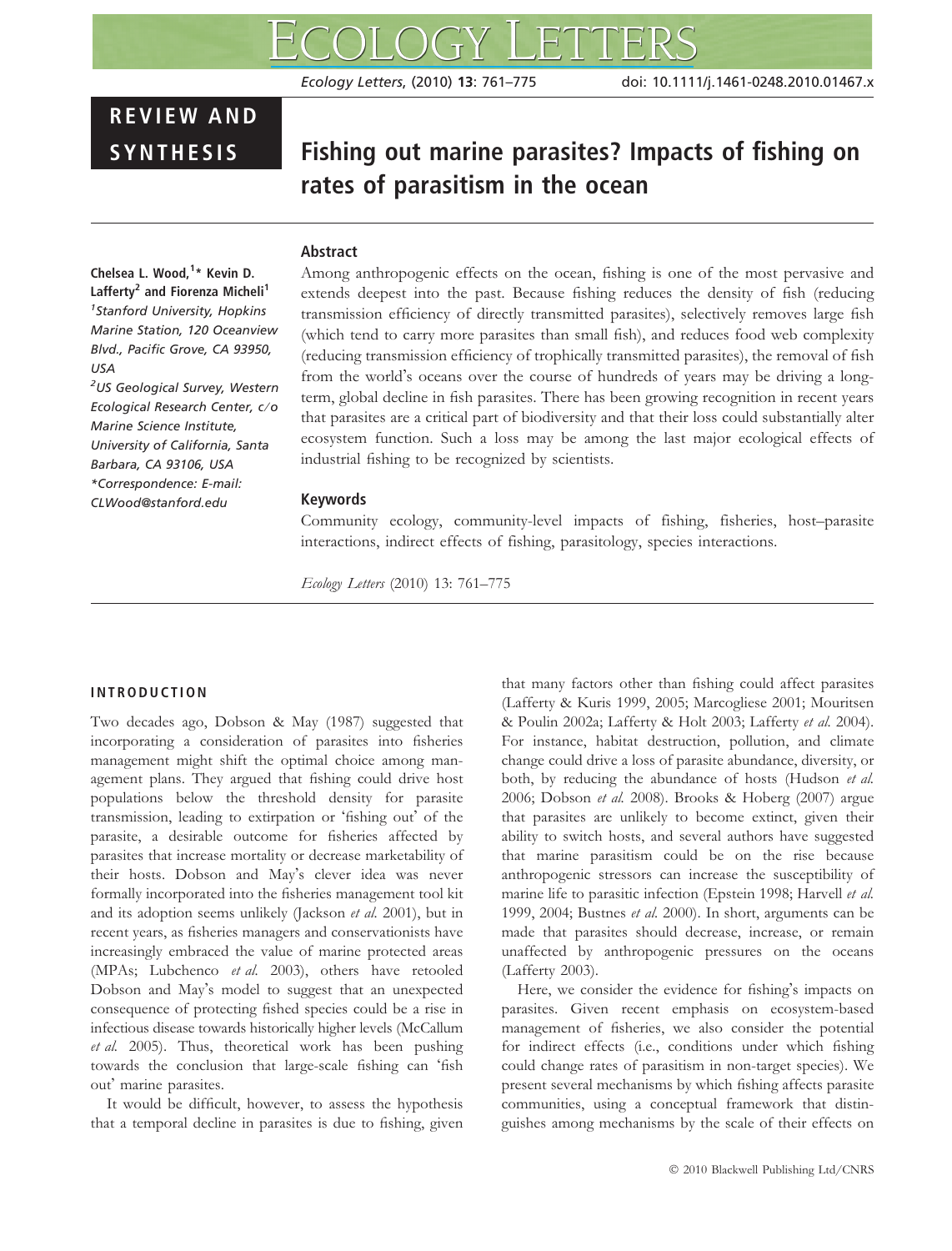REVIEW AND SYNTHESIS

# Fishing out marine parasites? Impacts of fishing on rates of parasitism in the ocean

**Chelsea L. Wood,[1]* Kevin D. Lafferty[2] and Fiorenza Micheli[1]**

[1]*Stanford University, Hopkins Marine Station, 120 Oceanview Blvd., Pacific Grove, CA 93950, USA*

[2]*US Geological Survey, Western Ecological Research Center, c/o Marine Science Institute, University of California, Santa Barbara, CA 93106, USA*

**Correspondence: E-mail: CLWood@stanford.edu*

## Abstract

Among anthropogenic effects on the ocean, fishing is one of the most pervasive and extends deepest into the past. Because fishing reduces the density of fish (reducing transmission efficiency of directly transmitted parasites), selectively removes large fish (which tend to carry more parasites than small fish), and reduces food web complexity (reducing transmission efficiency of trophically transmitted parasites), the removal of fish from the world's oceans over the course of hundreds of years may be driving a long-term, global decline in fish parasites. There has been growing recognition in recent years that parasites are a critical part of biodiversity and that their loss could substantially alter ecosystem function. Such a loss may be among the last major ecological effects of industrial fishing to be recognized by scientists.

## Keywords

Community ecology, community-level impacts of fishing, fisheries, host–parasite interactions, indirect effects of fishing, parasitology, species interactions.

*Ecology Letters* (2010) 13: 761–775

## INTRODUCTION

Two decades ago, Dobson & May (1987) suggested that incorporating a consideration of parasites into fisheries management might shift the optimal choice among management plans. They argued that fishing could drive host populations below the threshold density for parasite transmission, leading to extirpation or 'fishing out' of the parasite, a desirable outcome for fisheries affected by parasites that increase mortality or decrease marketability of their hosts. Dobson and May's clever idea was never formally incorporated into the fisheries management tool kit and its adoption seems unlikely (Jackson *et al.* 2001), but in recent years, as fisheries managers and conservationists have increasingly embraced the value of marine protected areas (MPAs; Lubchenco *et al.* 2003), others have retooled Dobson and May's model to suggest that an unexpected consequence of protecting fished species could be a rise in infectious disease towards historically higher levels (McCallum *et al.* 2005). Thus, theoretical work has been pushing towards the conclusion that large-scale fishing can 'fish out' marine parasites.

It would be difficult, however, to assess the hypothesis that a temporal decline in parasites is due to fishing, given that many factors other than fishing could affect parasites (Lafferty & Kuris 1999, 2005; Marcogliese 2001; Mouritsen & Poulin 2002a; Lafferty & Holt 2003; Lafferty *et al.* 2004). For instance, habitat destruction, pollution, and climate change could drive a loss of parasite abundance, diversity, or both, by reducing the abundance of hosts (Hudson *et al.* 2006; Dobson *et al.* 2008). Brooks & Hoberg (2007) argue that parasites are unlikely to become extinct, given their ability to switch hosts, and several authors have suggested that marine parasitism could be on the rise because anthropogenic stressors can increase the susceptibility of marine life to parasitic infection (Epstein 1998; Harvell *et al.* 1999, 2004; Bustnes *et al.* 2000). In short, arguments can be made that parasites should decrease, increase, or remain unaffected by anthropogenic pressures on the oceans (Lafferty 2003).

Here, we consider the evidence for fishing's impacts on parasites. Given recent emphasis on ecosystem-based management of fisheries, we also consider the potential for indirect effects (i.e., conditions under which fishing could change rates of parasitism in non-target species). We present several mechanisms by which fishing affects parasite communities, using a conceptual framework that distinguishes among mechanisms by the scale of their effects on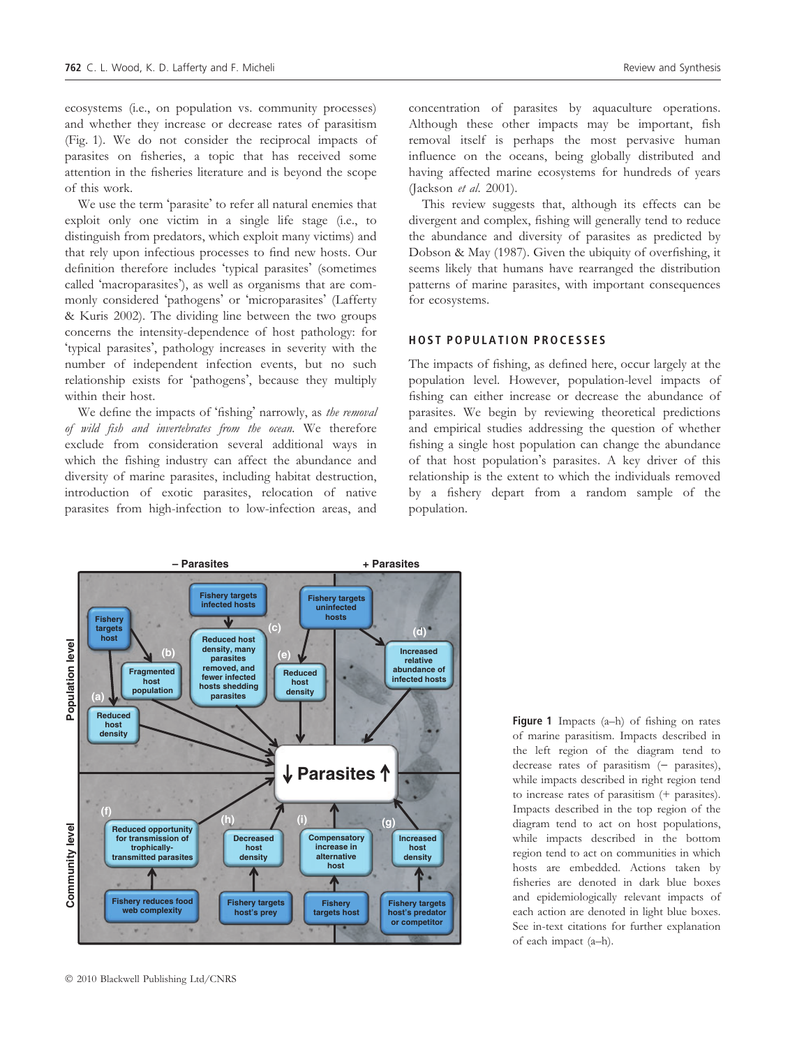ecosystems (i.e., on population vs. community processes) and whether they increase or decrease rates of parasitism (Fig. 1). We do not consider the reciprocal impacts of parasites on fisheries, a topic that has received some attention in the fisheries literature and is beyond the scope of this work.

We use the term 'parasite' to refer all natural enemies that exploit only one victim in a single life stage (i.e., to distinguish from predators, which exploit many victims) and that rely upon infectious processes to find new hosts. Our definition therefore includes 'typical parasites' (sometimes called 'macroparasites'), as well as organisms that are commonly considered 'pathogens' or 'microparasites' (Lafferty & Kuris 2002). The dividing line between the two groups concerns the intensity-dependence of host pathology: for 'typical parasites', pathology increases in severity with the number of independent infection events, but no such relationship exists for 'pathogens', because they multiply within their host.

We define the impacts of 'fishing' narrowly, as *the removal of wild fish and invertebrates from the ocean.* We therefore exclude from consideration several additional ways in which the fishing industry can affect the abundance and diversity of marine parasites, including habitat destruction, introduction of exotic parasites, relocation of native parasites from high-infection to low-infection areas, and concentration of parasites by aquaculture operations. Although these other impacts may be important, fish removal itself is perhaps the most pervasive human influence on the oceans, being globally distributed and having affected marine ecosystems for hundreds of years (Jackson *et al.* 2001).

This review suggests that, although its effects can be divergent and complex, fishing will generally tend to reduce the abundance and diversity of parasites as predicted by Dobson & May (1987). Given the ubiquity of overfishing, it seems likely that humans have rearranged the distribution patterns of marine parasites, with important consequences for ecosystems.

## HOST POPULATION PROCESSES

The impacts of fishing, as defined here, occur largely at the population level. However, population-level impacts of fishing can either increase or decrease the abundance of parasites. We begin by reviewing theoretical predictions and empirical studies addressing the question of whether fishing a single host population can change the abundance of that host population's parasites. A key driver of this relationship is the extent to which the individuals removed by a fishery depart from a random sample of the population.

**Figure 1** Impacts (a–h) of fishing on rates of marine parasitism. Impacts described in the left region of the diagram tend to decrease rates of parasitism (− parasites), while impacts described in right region tend to increase rates of parasitism (+ parasites). Impacts described in the top region of the diagram tend to act on host populations, while impacts described in the bottom region tend to act on communities in which hosts are embedded. Actions taken by fisheries are denoted in dark blue boxes and epidemiologically relevant impacts of each action are denoted in light blue boxes. See in-text citations for further explanation of each impact (a–h).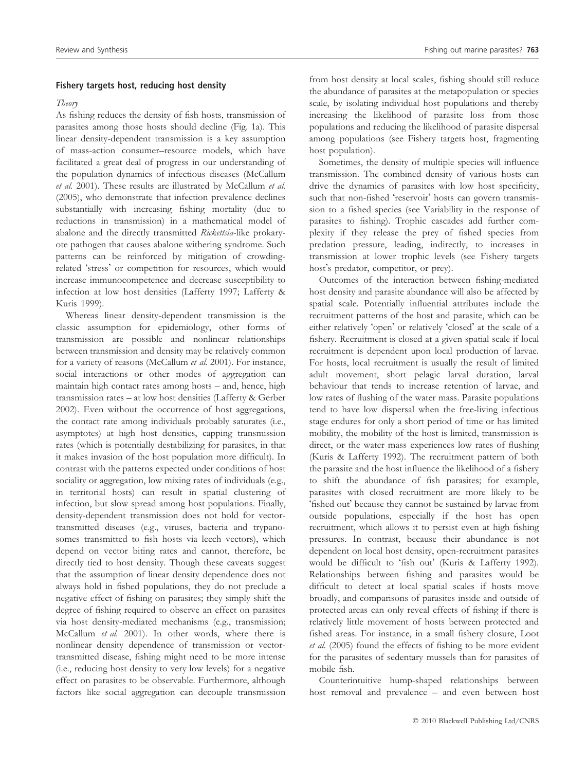### Fishery targets host, reducing host density

*Theory*

As fishing reduces the density of fish hosts, transmission of parasites among those hosts should decline (Fig. 1a). This linear density-dependent transmission is a key assumption of mass-action consumer–resource models, which have facilitated a great deal of progress in our understanding of the population dynamics of infectious diseases (McCallum *et al.* 2001). These results are illustrated by McCallum *et al.* (2005), who demonstrate that infection prevalence declines substantially with increasing fishing mortality (due to reductions in transmission) in a mathematical model of abalone and the directly transmitted *Rickettsia*-like prokaryote pathogen that causes abalone withering syndrome. Such patterns can be reinforced by mitigation of crowding-related 'stress' or competition for resources, which would increase immunocompetence and decrease susceptibility to infection at low host densities (Lafferty 1997; Lafferty & Kuris 1999).

Whereas linear density-dependent transmission is the classic assumption for epidemiology, other forms of transmission are possible and nonlinear relationships between transmission and density may be relatively common for a variety of reasons (McCallum *et al.* 2001). For instance, social interactions or other modes of aggregation can maintain high contact rates among hosts – and, hence, high transmission rates – at low host densities (Lafferty & Gerber 2002). Even without the occurrence of host aggregations, the contact rate among individuals probably saturates (i.e., asymptotes) at high host densities, capping transmission rates (which is potentially destabilizing for parasites, in that it makes invasion of the host population more difficult). In contrast with the patterns expected under conditions of host sociality or aggregation, low mixing rates of individuals (e.g., in territorial hosts) can result in spatial clustering of infection, but slow spread among host populations. Finally, density-dependent transmission does not hold for vector-transmitted diseases (e.g., viruses, bacteria and trypanosomes transmitted to fish hosts via leech vectors), which depend on vector biting rates and cannot, therefore, be directly tied to host density. Though these caveats suggest that the assumption of linear density dependence does not always hold in fished populations, they do not preclude a negative effect of fishing on parasites; they simply shift the degree of fishing required to observe an effect on parasites via host density-mediated mechanisms (e.g., transmission; McCallum *et al.* 2001). In other words, where there is nonlinear density dependence of transmission or vector-transmitted disease, fishing might need to be more intense (i.e., reducing host density to very low levels) for a negative effect on parasites to be observable. Furthermore, although factors like social aggregation can decouple transmission from host density at local scales, fishing should still reduce the abundance of parasites at the metapopulation or species scale, by isolating individual host populations and thereby increasing the likelihood of parasite loss from those populations and reducing the likelihood of parasite dispersal among populations (see Fishery targets host, fragmenting host population).

Sometimes, the density of multiple species will influence transmission. The combined density of various hosts can drive the dynamics of parasites with low host specificity, such that non-fished 'reservoir' hosts can govern transmission to a fished species (see Variability in the response of parasites to fishing). Trophic cascades add further complexity if they release the prey of fished species from predation pressure, leading, indirectly, to increases in transmission at lower trophic levels (see Fishery targets host's predator, competitor, or prey).

Outcomes of the interaction between fishing-mediated host density and parasite abundance will also be affected by spatial scale. Potentially influential attributes include the recruitment patterns of the host and parasite, which can be either relatively 'open' or relatively 'closed' at the scale of a fishery. Recruitment is closed at a given spatial scale if local recruitment is dependent upon local production of larvae. For hosts, local recruitment is usually the result of limited adult movement, short pelagic larval duration, larval behaviour that tends to increase retention of larvae, and low rates of flushing of the water mass. Parasite populations tend to have low dispersal when the free-living infectious stage endures for only a short period of time or has limited mobility, the mobility of the host is limited, transmission is direct, or the water mass experiences low rates of flushing (Kuris & Lafferty 1992). The recruitment pattern of both the parasite and the host influence the likelihood of a fishery to shift the abundance of fish parasites; for example, parasites with closed recruitment are more likely to be 'fished out' because they cannot be sustained by larvae from outside populations, especially if the host has open recruitment, which allows it to persist even at high fishing pressures. In contrast, because their abundance is not dependent on local host density, open-recruitment parasites would be difficult to 'fish out' (Kuris & Lafferty 1992). Relationships between fishing and parasites would be difficult to detect at local spatial scales if hosts move broadly, and comparisons of parasites inside and outside of protected areas can only reveal effects of fishing if there is relatively little movement of hosts between protected and fished areas. For instance, in a small fishery closure, Loot *et al.* (2005) found the effects of fishing to be more evident for the parasites of sedentary mussels than for parasites of mobile fish.

Counterintuitive hump-shaped relationships between host removal and prevalence – and even between host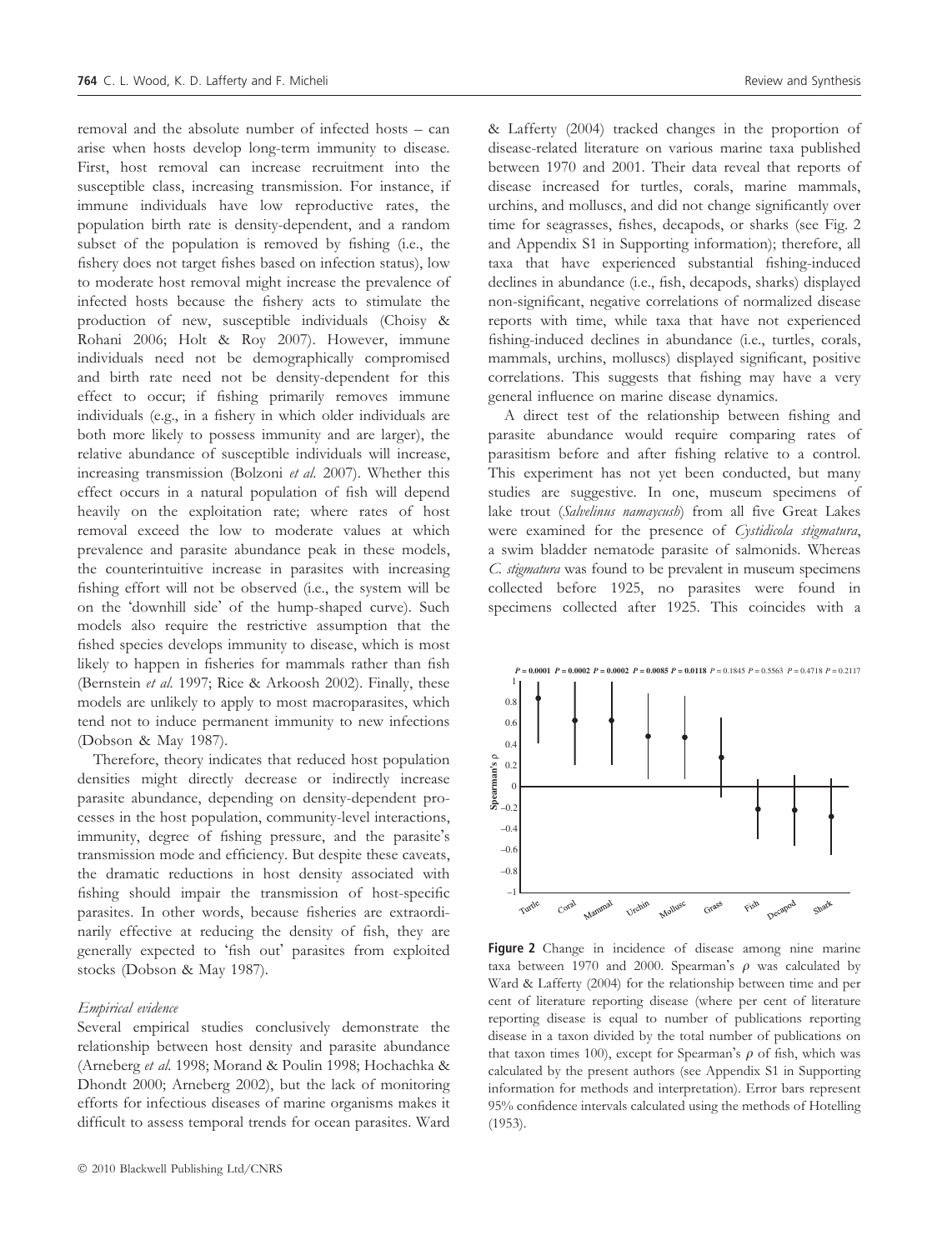removal and the absolute number of infected hosts – can arise when hosts develop long-term immunity to disease. First, host removal can increase recruitment into the susceptible class, increasing transmission. For instance, if immune individuals have low reproductive rates, the population birth rate is density-dependent, and a random subset of the population is removed by fishing (i.e., the fishery does not target fishes based on infection status), low to moderate host removal might increase the prevalence of infected hosts because the fishery acts to stimulate the production of new, susceptible individuals (Choisy & Rohani 2006; Holt & Roy 2007). However, immune individuals need not be demographically compromised and birth rate need not be density-dependent for this effect to occur; if fishing primarily removes immune individuals (e.g., in a fishery in which older individuals are both more likely to possess immunity and are larger), the relative abundance of susceptible individuals will increase, increasing transmission (Bolzoni *et al.* 2007). Whether this effect occurs in a natural population of fish will depend heavily on the exploitation rate; where rates of host removal exceed the low to moderate values at which prevalence and parasite abundance peak in these models, the counterintuitive increase in parasites with increasing fishing effort will not be observed (i.e., the system will be on the 'downhill side' of the hump-shaped curve). Such models also require the restrictive assumption that the fished species develops immunity to disease, which is most likely to happen in fisheries for mammals rather than fish (Bernstein *et al.* 1997; Rice & Arkoosh 2002). Finally, these models are unlikely to apply to most macroparasites, which tend not to induce permanent immunity to new infections (Dobson & May 1987).

Therefore, theory indicates that reduced host population densities might directly decrease or indirectly increase parasite abundance, depending on density-dependent processes in the host population, community-level interactions, immunity, degree of fishing pressure, and the parasite's transmission mode and efficiency. But despite these caveats, the dramatic reductions in host density associated with fishing should impair the transmission of host-specific parasites. In other words, because fisheries are extraordinarily effective at reducing the density of fish, they are generally expected to 'fish out' parasites from exploited stocks (Dobson & May 1987).

### *Empirical evidence*

Several empirical studies conclusively demonstrate the relationship between host density and parasite abundance (Arneberg *et al.* 1998; Morand & Poulin 1998; Hochachka & Dhondt 2000; Arneberg 2002), but the lack of monitoring efforts for infectious diseases of marine organisms makes it difficult to assess temporal trends for ocean parasites. Ward & Lafferty (2004) tracked changes in the proportion of disease-related literature on various marine taxa published between 1970 and 2001. Their data reveal that reports of disease increased for turtles, corals, marine mammals, urchins, and molluscs, and did not change significantly over time for seagrasses, fishes, decapods, or sharks (see Fig. 2 and Appendix S1 in Supporting information); therefore, all taxa that have experienced substantial fishing-induced declines in abundance (i.e., fish, decapods, sharks) displayed non-significant, negative correlations of normalized disease reports with time, while taxa that have not experienced fishing-induced declines in abundance (i.e., turtles, corals, mammals, urchins, molluscs) displayed significant, positive correlations. This suggests that fishing may have a very general influence on marine disease dynamics.

A direct test of the relationship between fishing and parasite abundance would require comparing rates of parasitism before and after fishing relative to a control. This experiment has not yet been conducted, but many studies are suggestive. In one, museum specimens of lake trout (*Salvelinus namaycush*) from all five Great Lakes were examined for the presence of *Cystidicola stigmatura*, a swim bladder nematode parasite of salmonids. Whereas *C. stigmatura* was found to be prevalent in museum specimens collected before 1925, no parasites were found in specimens collected after 1925. This coincides with a

**Figure 2** Change in incidence of disease among nine marine taxa between 1970 and 2000. Spearman's $\rho$ was calculated by Ward & Lafferty (2004) for the relationship between time and per cent of literature reporting disease (where per cent of literature reporting disease is equal to number of publications reporting disease in a taxon divided by the total number of publications on that taxon times 100), except for Spearman's $\rho$ of fish, which was calculated by the present authors (see Appendix S1 in Supporting information for methods and interpretation). Error bars represent 95% confidence intervals calculated using the methods of Hotelling (1953).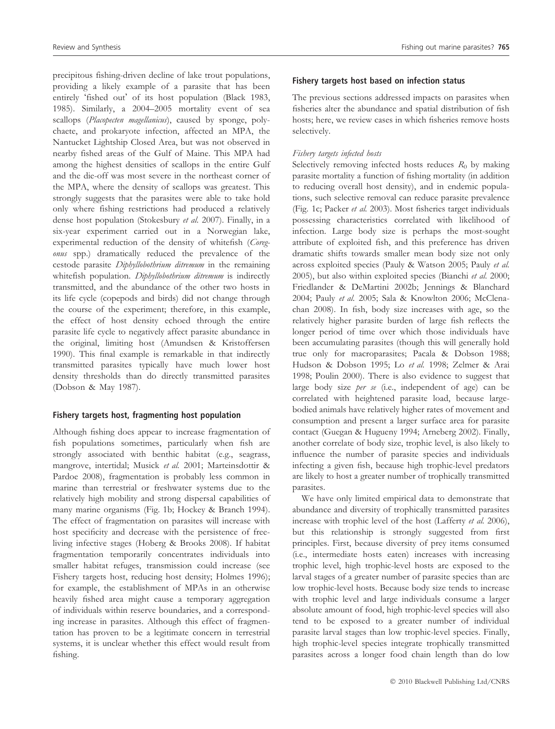precipitous fishing-driven decline of lake trout populations, providing a likely example of a parasite that has been entirely 'fished out' of its host population (Black 1983, 1985). Similarly, a 2004–2005 mortality event of sea scallops (*Placopecten magellanicus*), caused by sponge, polychaete, and prokaryote infection, affected an MPA, the Nantucket Lightship Closed Area, but was not observed in nearby fished areas of the Gulf of Maine. This MPA had among the highest densities of scallops in the entire Gulf and the die-off was most severe in the northeast corner of the MPA, where the density of scallops was greatest. This strongly suggests that the parasites were able to take hold only where fishing restrictions had produced a relatively dense host population (Stokesbury *et al.* 2007). Finally, in a six-year experiment carried out in a Norwegian lake, experimental reduction of the density of whitefish (*Coregonus* spp.) dramatically reduced the prevalence of the cestode parasite *Diphyllobothrium ditremum* in the remaining whitefish population. *Diphyllobothrium ditremum* is indirectly transmitted, and the abundance of the other two hosts in its life cycle (copepods and birds) did not change through the course of the experiment; therefore, in this example, the effect of host density echoed through the entire parasite life cycle to negatively affect parasite abundance in the original, limiting host (Amundsen & Kristoffersen 1990). This final example is remarkable in that indirectly transmitted parasites typically have much lower host density thresholds than do directly transmitted parasites (Dobson & May 1987).

## Fishery targets host, fragmenting host population

Although fishing does appear to increase fragmentation of fish populations sometimes, particularly when fish are strongly associated with benthic habitat (e.g., seagrass, mangrove, intertidal; Musick *et al.* 2001; Marteinsdottir & Pardoe 2008), fragmentation is probably less common in marine than terrestrial or freshwater systems due to the relatively high mobility and strong dispersal capabilities of many marine organisms (Fig. 1b; Hockey & Branch 1994). The effect of fragmentation on parasites will increase with host specificity and decrease with the persistence of free-living infective stages (Hoberg & Brooks 2008). If habitat fragmentation temporarily concentrates individuals into smaller habitat refuges, transmission could increase (see Fishery targets host, reducing host density; Holmes 1996); for example, the establishment of MPAs in an otherwise heavily fished area might cause a temporary aggregation of individuals within reserve boundaries, and a corresponding increase in parasites. Although this effect of fragmentation has proven to be a legitimate concern in terrestrial systems, it is unclear whether this effect would result from fishing.

## Fishery targets host based on infection status

The previous sections addressed impacts on parasites when fisheries alter the abundance and spatial distribution of fish hosts; here, we review cases in which fisheries remove hosts selectively.

### *Fishery targets infected hosts*

Selectively removing infected hosts reduces $R_0$ by making parasite mortality a function of fishing mortality (in addition to reducing overall host density), and in endemic populations, such selective removal can reduce parasite prevalence (Fig. 1c; Packer *et al.* 2003). Most fisheries target individuals possessing characteristics correlated with likelihood of infection. Large body size is perhaps the most-sought attribute of exploited fish, and this preference has driven dramatic shifts towards smaller mean body size not only across exploited species (Pauly & Watson 2005; Pauly *et al.* 2005), but also within exploited species (Bianchi *et al.* 2000; Friedlander & DeMartini 2002b; Jennings & Blanchard 2004; Pauly *et al.* 2005; Sala & Knowlton 2006; McClenachan 2008). In fish, body size increases with age, so the relatively higher parasite burden of large fish reflects the longer period of time over which those individuals have been accumulating parasites (though this will generally hold true only for macroparasites; Pacala & Dobson 1988; Hudson & Dobson 1995; Lo *et al.* 1998; Zelmer & Arai 1998; Poulin 2000). There is also evidence to suggest that large body size *per se* (i.e., independent of age) can be correlated with heightened parasite load, because large-bodied animals have relatively higher rates of movement and consumption and present a larger surface area for parasite contact (Guegan & Hugueny 1994; Arneberg 2002). Finally, another correlate of body size, trophic level, is also likely to influence the number of parasite species and individuals infecting a given fish, because high trophic-level predators are likely to host a greater number of trophically transmitted parasites.

We have only limited empirical data to demonstrate that abundance and diversity of trophically transmitted parasites increase with trophic level of the host (Lafferty *et al.* 2006), but this relationship is strongly suggested from first principles. First, because diversity of prey items consumed (i.e., intermediate hosts eaten) increases with increasing trophic level, high trophic-level hosts are exposed to the larval stages of a greater number of parasite species than are low trophic-level hosts. Because body size tends to increase with trophic level and large individuals consume a larger absolute amount of food, high trophic-level species will also tend to be exposed to a greater number of individual parasite larval stages than low trophic-level species. Finally, high trophic-level species integrate trophically transmitted parasites across a longer food chain length than do low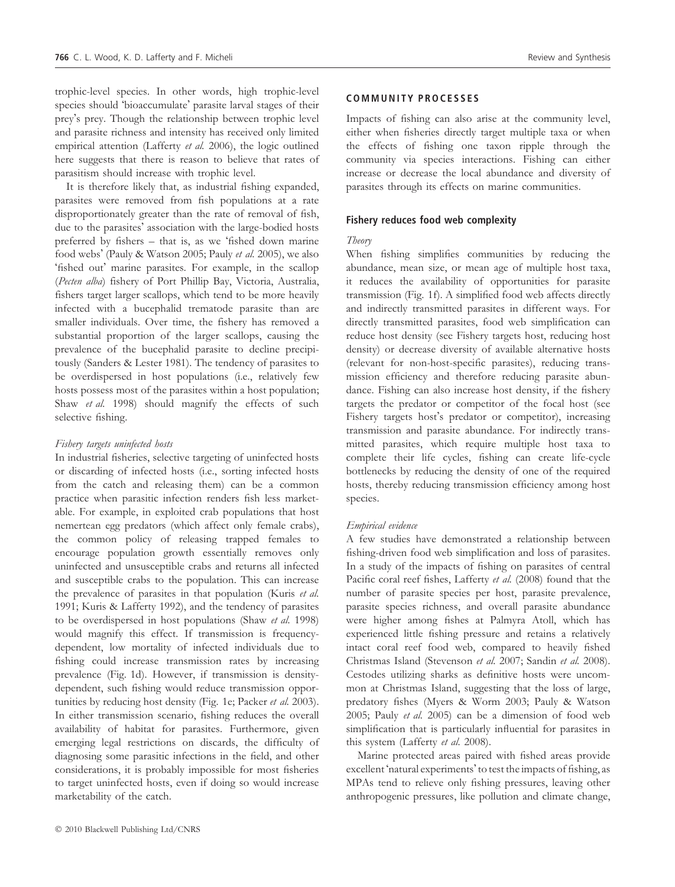trophic-level species. In other words, high trophic-level species should 'bioaccumulate' parasite larval stages of their prey's prey. Though the relationship between trophic level and parasite richness and intensity has received only limited empirical attention (Lafferty *et al.* 2006), the logic outlined here suggests that there is reason to believe that rates of parasitism should increase with trophic level.

It is therefore likely that, as industrial fishing expanded, parasites were removed from fish populations at a rate disproportionately greater than the rate of removal of fish, due to the parasites' association with the large-bodied hosts preferred by fishers – that is, as we 'fished down marine food webs' (Pauly & Watson 2005; Pauly *et al.* 2005), we also 'fished out' marine parasites. For example, in the scallop (*Pecten alba*) fishery of Port Phillip Bay, Victoria, Australia, fishers target larger scallops, which tend to be more heavily infected with a bucephalid trematode parasite than are smaller individuals. Over time, the fishery has removed a substantial proportion of the larger scallops, causing the prevalence of the bucephalid parasite to decline precipitously (Sanders & Lester 1981). The tendency of parasites to be overdispersed in host populations (i.e., relatively few hosts possess most of the parasites within a host population; Shaw *et al.* 1998) should magnify the effects of such selective fishing.

#### *Fishery targets uninfected hosts*

In industrial fisheries, selective targeting of uninfected hosts or discarding of infected hosts (i.e., sorting infected hosts from the catch and releasing them) can be a common practice when parasitic infection renders fish less marketable. For example, in exploited crab populations that host nemertean egg predators (which affect only female crabs), the common policy of releasing trapped females to encourage population growth essentially removes only uninfected and unsusceptible crabs and returns all infected and susceptible crabs to the population. This can increase the prevalence of parasites in that population (Kuris *et al.* 1991; Kuris & Lafferty 1992), and the tendency of parasites to be overdispersed in host populations (Shaw *et al.* 1998) would magnify this effect. If transmission is frequency-dependent, low mortality of infected individuals due to fishing could increase transmission rates by increasing prevalence (Fig. 1d). However, if transmission is density-dependent, such fishing would reduce transmission opportunities by reducing host density (Fig. 1e; Packer *et al.* 2003). In either transmission scenario, fishing reduces the overall availability of habitat for parasites. Furthermore, given emerging legal restrictions on discards, the difficulty of diagnosing some parasitic infections in the field, and other considerations, it is probably impossible for most fisheries to target uninfected hosts, even if doing so would increase marketability of the catch.

## COMMUNITY PROCESSES

Impacts of fishing can also arise at the community level, either when fisheries directly target multiple taxa or when the effects of fishing one taxon ripple through the community via species interactions. Fishing can either increase or decrease the local abundance and diversity of parasites through its effects on marine communities.

### Fishery reduces food web complexity

#### *Theory*

When fishing simplifies communities by reducing the abundance, mean size, or mean age of multiple host taxa, it reduces the availability of opportunities for parasite transmission (Fig. 1f). A simplified food web affects directly and indirectly transmitted parasites in different ways. For directly transmitted parasites, food web simplification can reduce host density (see Fishery targets host, reducing host density) or decrease diversity of available alternative hosts (relevant for non-host-specific parasites), reducing transmission efficiency and therefore reducing parasite abundance. Fishing can also increase host density, if the fishery targets the predator or competitor of the focal host (see Fishery targets host's predator or competitor), increasing transmission and parasite abundance. For indirectly transmitted parasites, which require multiple host taxa to complete their life cycles, fishing can create life-cycle bottlenecks by reducing the density of one of the required hosts, thereby reducing transmission efficiency among host species.

#### *Empirical evidence*

A few studies have demonstrated a relationship between fishing-driven food web simplification and loss of parasites. In a study of the impacts of fishing on parasites of central Pacific coral reef fishes, Lafferty *et al.* (2008) found that the number of parasite species per host, parasite prevalence, parasite species richness, and overall parasite abundance were higher among fishes at Palmyra Atoll, which has experienced little fishing pressure and retains a relatively intact coral reef food web, compared to heavily fished Christmas Island (Stevenson *et al.* 2007; Sandin *et al.* 2008). Cestodes utilizing sharks as definitive hosts were uncommon at Christmas Island, suggesting that the loss of large, predatory fishes (Myers & Worm 2003; Pauly & Watson 2005; Pauly *et al.* 2005) can be a dimension of food web simplification that is particularly influential for parasites in this system (Lafferty *et al.* 2008).

Marine protected areas paired with fished areas provide excellent 'natural experiments' to test the impacts of fishing, as MPAs tend to relieve only fishing pressures, leaving other anthropogenic pressures, like pollution and climate change,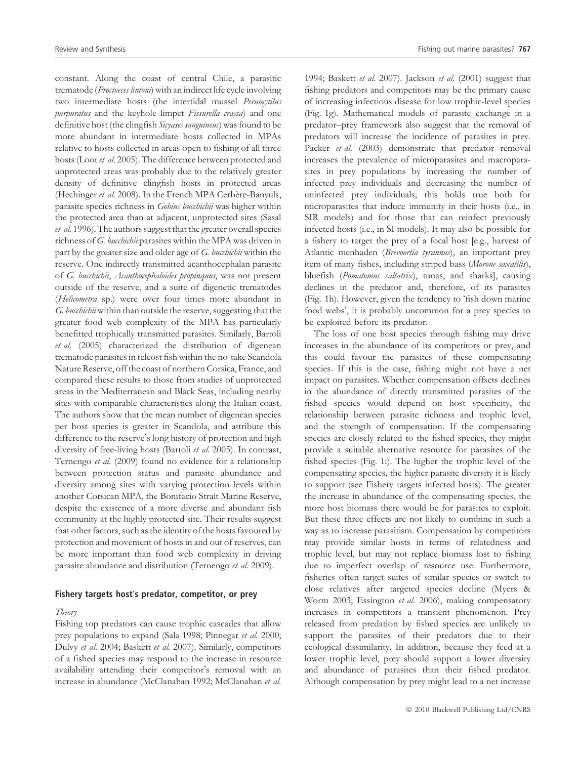constant. Along the coast of central Chile, a parasitic trematode (*Proctoeces lintoni*) with an indirect life cycle involving two intermediate hosts (the intertidal mussel *Perumytilus purpuratus* and the keyhole limpet *Fissurella crassa*) and one definitive host (the clingfish *Sicyases sanguineus*) was found to be more abundant in intermediate hosts collected in MPAs relative to hosts collected in areas open to fishing of all three hosts (Loot *et al.* 2005). The difference between protected and unprotected areas was probably due to the relatively greater density of definitive clingfish hosts in protected areas (Hechinger *et al.* 2008). In the French MPA Cerbère-Banyuls, parasite species richness in *Gobius bucchichii* was higher within the protected area than at adjacent, unprotected sites (Sasal *et al.* 1996). The authors suggest that the greater overall species richness of *G. bucchichii* parasites within the MPA was driven in part by the greater size and older age of *G. bucchichii* within the reserve. One indirectly transmitted acanthocephalan parasite of *G. bucchichii*, *Acanthocephaloides propinquus*, was not present outside of the reserve, and a suite of digenetic trematodes (*Helicometra* sp.) were over four times more abundant in *G. bucchichii* within than outside the reserve, suggesting that the greater food web complexity of the MPA has particularly benefitted trophically transmitted parasites. Similarly, Bartoli *et al.* (2005) characterized the distribution of digenean trematode parasites in teleost fish within the no-take Scandola Nature Reserve, off the coast of northern Corsica, France, and compared these results to those from studies of unprotected areas in the Mediterranean and Black Seas, including nearby sites with comparable characteristics along the Italian coast. The authors show that the mean number of digenean species per host species is greater in Scandola, and attribute this difference to the reserve's long history of protection and high diversity of free-living hosts (Bartoli *et al.* 2005). In contrast, Ternengo *et al.* (2009) found no evidence for a relationship between protection status and parasite abundance and diversity among sites with varying protection levels within another Corsican MPA, the Bonifacio Strait Marine Reserve, despite the existence of a more diverse and abundant fish community at the highly protected site. Their results suggest that other factors, such as the identity of the hosts favoured by protection and movement of hosts in and out of reserves, can be more important than food web complexity in driving parasite abundance and distribution (Ternengo *et al.* 2009).

## Fishery targets host's predator, competitor, or prey

### *Theory*

Fishing top predators can cause trophic cascades that allow prey populations to expand (Sala 1998; Pinnegar *et al.* 2000; Dulvy *et al.* 2004; Baskett *et al.* 2007). Similarly, competitors of a fished species may respond to the increase in resource availability attending their competitor's removal with an increase in abundance (McClanahan 1992; McClanahan *et al.* 1994; Baskett *et al.* 2007). Jackson *et al.* (2001) suggest that fishing predators and competitors may be the primary cause of increasing infectious disease for low trophic-level species (Fig. 1g). Mathematical models of parasite exchange in a predator–prey framework also suggest that the removal of predators will increase the incidence of parasites in prey. Packer *et al.* (2003) demonstrate that predator removal increases the prevalence of microparasites and macroparasites in prey populations by increasing the number of infected prey individuals and decreasing the number of uninfected prey individuals; this holds true both for microparasites that induce immunity in their hosts (i.e., in SIR models) and for those that can reinfect previously infected hosts (i.e., in SI models). It may also be possible for a fishery to target the prey of a focal host [e.g., harvest of Atlantic menhaden (*Brevoortia tyrannus*), an important prey item of many fishes, including striped bass (*Morone saxatilis*), bluefish (*Pomatomus saltatrix*), tunas, and sharks], causing declines in the predator and, therefore, of its parasites (Fig. 1h). However, given the tendency to 'fish down marine food webs', it is probably uncommon for a prey species to be exploited before its predator.

The loss of one host species through fishing may drive increases in the abundance of its competitors or prey, and this could favour the parasites of these compensating species. If this is the case, fishing might not have a net impact on parasites. Whether compensation offsets declines in the abundance of directly transmitted parasites of the fished species would depend on host specificity, the relationship between parasite richness and trophic level, and the strength of compensation. If the compensating species are closely related to the fished species, they might provide a suitable alternative resource for parasites of the fished species (Fig. 1i). The higher the trophic level of the compensating species, the higher parasite diversity it is likely to support (see Fishery targets infected hosts). The greater the increase in abundance of the compensating species, the more host biomass there would be for parasites to exploit. But these three effects are not likely to combine in such a way as to increase parasitism. Compensation by competitors may provide similar hosts in terms of relatedness and trophic level, but may not replace biomass lost to fishing due to imperfect overlap of resource use. Furthermore, fisheries often target suites of similar species or switch to close relatives after targeted species decline (Myers & Worm 2003; Essington *et al.* 2006), making compensatory increases in competitors a transient phenomenon. Prey released from predation by fished species are unlikely to support the parasites of their predators due to their ecological dissimilarity. In addition, because they feed at a lower trophic level, prey should support a lower diversity and abundance of parasites than their fished predator. Although compensation by prey might lead to a net increase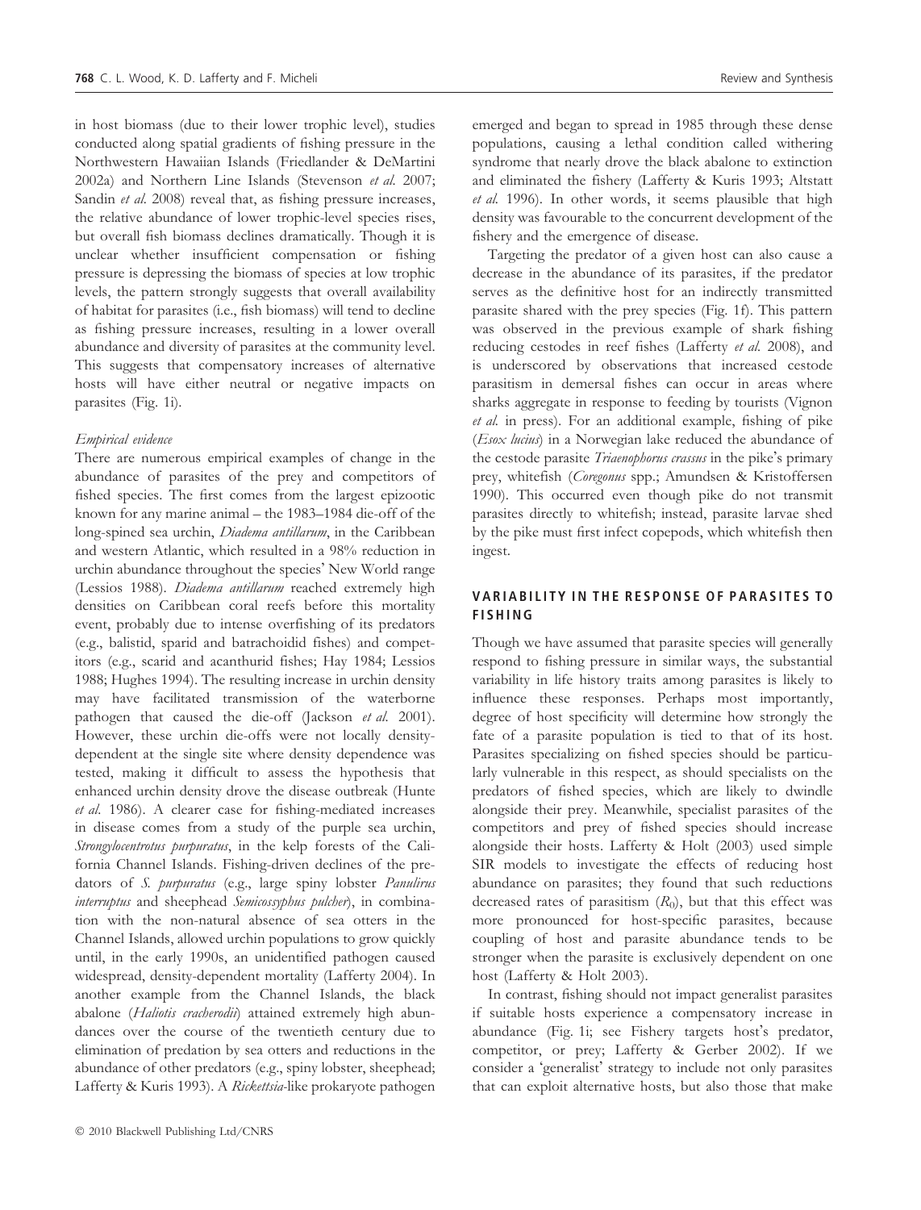in host biomass (due to their lower trophic level), studies conducted along spatial gradients of fishing pressure in the Northwestern Hawaiian Islands (Friedlander & DeMartini 2002a) and Northern Line Islands (Stevenson *et al.* 2007; Sandin *et al.* 2008) reveal that, as fishing pressure increases, the relative abundance of lower trophic-level species rises, but overall fish biomass declines dramatically. Though it is unclear whether insufficient compensation or fishing pressure is depressing the biomass of species at low trophic levels, the pattern strongly suggests that overall availability of habitat for parasites (i.e., fish biomass) will tend to decline as fishing pressure increases, resulting in a lower overall abundance and diversity of parasites at the community level. This suggests that compensatory increases of alternative hosts will have either neutral or negative impacts on parasites (Fig. 1i).

#### *Empirical evidence*

There are numerous empirical examples of change in the abundance of parasites of the prey and competitors of fished species. The first comes from the largest epizootic known for any marine animal – the 1983–1984 die-off of the long-spined sea urchin, *Diadema antillarum*, in the Caribbean and western Atlantic, which resulted in a 98% reduction in urchin abundance throughout the species' New World range (Lessios 1988). *Diadema antillarum* reached extremely high densities on Caribbean coral reefs before this mortality event, probably due to intense overfishing of its predators (e.g., balistid, sparid and batrachoidid fishes) and competitors (e.g., scarid and acanthurid fishes; Hay 1984; Lessios 1988; Hughes 1994). The resulting increase in urchin density may have facilitated transmission of the waterborne pathogen that caused the die-off (Jackson *et al.* 2001). However, these urchin die-offs were not locally density-dependent at the single site where density dependence was tested, making it difficult to assess the hypothesis that enhanced urchin density drove the disease outbreak (Hunte *et al.* 1986). A clearer case for fishing-mediated increases in disease comes from a study of the purple sea urchin, *Strongylocentrotus purpuratus*, in the kelp forests of the California Channel Islands. Fishing-driven declines of the predators of *S. purpuratus* (e.g., large spiny lobster *Panulirus interruptus* and sheephead *Semicossyphus pulcher*), in combination with the non-natural absence of sea otters in the Channel Islands, allowed urchin populations to grow quickly until, in the early 1990s, an unidentified pathogen caused widespread, density-dependent mortality (Lafferty 2004). In another example from the Channel Islands, the black abalone (*Haliotis cracherodii*) attained extremely high abundances over the course of the twentieth century due to elimination of predation by sea otters and reductions in the abundance of other predators (e.g., spiny lobster, sheephead; Lafferty & Kuris 1993). A *Rickettsia*-like prokaryote pathogen emerged and began to spread in 1985 through these dense populations, causing a lethal condition called withering syndrome that nearly drove the black abalone to extinction and eliminated the fishery (Lafferty & Kuris 1993; Altstatt *et al.* 1996). In other words, it seems plausible that high density was favourable to the concurrent development of the fishery and the emergence of disease.

Targeting the predator of a given host can also cause a decrease in the abundance of its parasites, if the predator serves as the definitive host for an indirectly transmitted parasite shared with the prey species (Fig. 1f). This pattern was observed in the previous example of shark fishing reducing cestodes in reef fishes (Lafferty *et al.* 2008), and is underscored by observations that increased cestode parasitism in demersal fishes can occur in areas where sharks aggregate in response to feeding by tourists (Vignon *et al.* in press). For an additional example, fishing of pike (*Esox lucius*) in a Norwegian lake reduced the abundance of the cestode parasite *Triaenophorus crassus* in the pike's primary prey, whitefish (*Coregonus* spp.; Amundsen & Kristoffersen 1990). This occurred even though pike do not transmit parasites directly to whitefish; instead, parasite larvae shed by the pike must first infect copepods, which whitefish then ingest.

## VARIABILITY IN THE RESPONSE OF PARASITES TO FISHING

Though we have assumed that parasite species will generally respond to fishing pressure in similar ways, the substantial variability in life history traits among parasites is likely to influence these responses. Perhaps most importantly, degree of host specificity will determine how strongly the fate of a parasite population is tied to that of its host. Parasites specializing on fished species should be particularly vulnerable in this respect, as should specialists on the predators of fished species, which are likely to dwindle alongside their prey. Meanwhile, specialist parasites of the competitors and prey of fished species should increase alongside their hosts. Lafferty & Holt (2003) used simple SIR models to investigate the effects of reducing host abundance on parasites; they found that such reductions decreased rates of parasitism ($R_0$), but that this effect was more pronounced for host-specific parasites, because coupling of host and parasite abundance tends to be stronger when the parasite is exclusively dependent on one host (Lafferty & Holt 2003).

In contrast, fishing should not impact generalist parasites if suitable hosts experience a compensatory increase in abundance (Fig. 1i; see Fishery targets host's predator, competitor, or prey; Lafferty & Gerber 2002). If we consider a 'generalist' strategy to include not only parasites that can exploit alternative hosts, but also those that make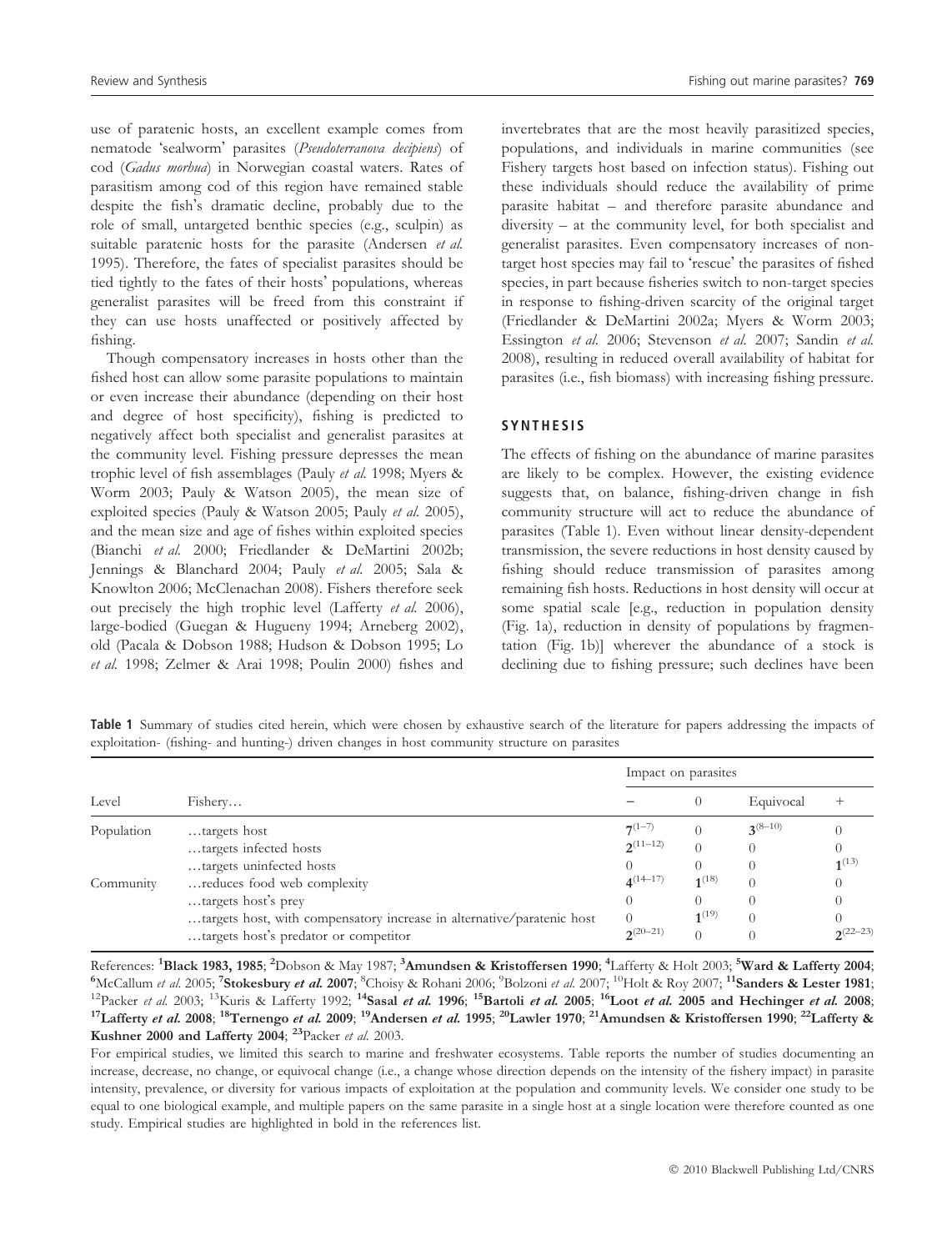use of paratenic hosts, an excellent example comes from nematode 'sealworm' parasites (*Pseudoterranova decipiens*) of cod (*Gadus morhua*) in Norwegian coastal waters. Rates of parasitism among cod of this region have remained stable despite the fish's dramatic decline, probably due to the role of small, untargeted benthic species (e.g., sculpin) as suitable paratenic hosts for the parasite (Andersen *et al.* 1995). Therefore, the fates of specialist parasites should be tied tightly to the fates of their hosts' populations, whereas generalist parasites will be freed from this constraint if they can use hosts unaffected or positively affected by fishing.

Though compensatory increases in hosts other than the fished host can allow some parasite populations to maintain or even increase their abundance (depending on their host and degree of host specificity), fishing is predicted to negatively affect both specialist and generalist parasites at the community level. Fishing pressure depresses the mean trophic level of fish assemblages (Pauly *et al.* 1998; Myers & Worm 2003; Pauly & Watson 2005), the mean size of exploited species (Pauly & Watson 2005; Pauly *et al.* 2005), and the mean size and age of fishes within exploited species (Bianchi *et al.* 2000; Friedlander & DeMartini 2002b; Jennings & Blanchard 2004; Pauly *et al.* 2005; Sala & Knowlton 2006; McClenachan 2008). Fishers therefore seek out precisely the high trophic level (Lafferty *et al.* 2006), large-bodied (Guegan & Hugueny 1994; Arneberg 2002), old (Pacala & Dobson 1988; Hudson & Dobson 1995; Lo *et al.* 1998; Zelmer & Arai 1998; Poulin 2000) fishes and invertebrates that are the most heavily parasitized species, populations, and individuals in marine communities (see Fishery targets host based on infection status). Fishing out these individuals should reduce the availability of prime parasite habitat – and therefore parasite abundance and diversity – at the community level, for both specialist and generalist parasites. Even compensatory increases of non-target host species may fail to 'rescue' the parasites of fished species, in part because fisheries switch to non-target species in response to fishing-driven scarcity of the original target (Friedlander & DeMartini 2002a; Myers & Worm 2003; Essington *et al.* 2006; Stevenson *et al.* 2007; Sandin *et al.* 2008), resulting in reduced overall availability of habitat for parasites (i.e., fish biomass) with increasing fishing pressure.

## SYNTHESIS

The effects of fishing on the abundance of marine parasites are likely to be complex. However, the existing evidence suggests that, on balance, fishing-driven change in fish community structure will act to reduce the abundance of parasites (Table 1). Even without linear density-dependent transmission, the severe reductions in host density caused by fishing should reduce transmission of parasites among remaining fish hosts. Reductions in host density will occur at some spatial scale [e.g., reduction in population density (Fig. 1a), reduction in density of populations by fragmentation (Fig. 1b)] wherever the abundance of a stock is declining due to fishing pressure; such declines have been

**Table 1** Summary of studies cited herein, which were chosen by exhaustive search of the literature for papers addressing the impacts of exploitation- (fishing- and hunting-) driven changes in host community structure on parasites

| Level | Fishery… | Impact on parasites | | | |
|---|---|---|---|---|---|
| | | – | 0 | Equivocal | + |
| Population | …targets host | **7**(1–7) | 0 | **3**(8–10) | 0 |
| | …targets infected hosts | **2**(11–12) | 0 | 0 | 0 |
| | …targets uninfected hosts | 0 | 0 | 0 | **1**(13) |
| Community | …reduces food web complexity | **4**(14–17) | **1**(18) | 0 | 0 |
| | …targets host's prey | 0 | 0 | 0 | 0 |
| | …targets host, with compensatory increase in alternative/paratenic host | 0 | **1**(19) | 0 | 0 |
| | …targets host's predator or competitor | **2**(20–21) | 0 | 0 | **2**(22–23) |

References: [1]**Black 1983, 1985**; [2]Dobson & May 1987; [3]**Amundsen & Kristoffersen 1990**; [4]Lafferty & Holt 2003; [5]**Ward & Lafferty 2004**; [6]McCallum *et al.* 2005; [7]**Stokesbury *et al.* 2007**; [8]Choisy & Rohani 2006; [9]Bolzoni *et al.* 2007; [10]Holt & Roy 2007; [11]**Sanders & Lester 1981**; [12]Packer *et al.* 2003; [13]Kuris & Lafferty 1992; [14]**Sasal *et al.* 1996**; [15]**Bartoli *et al.* 2005**; [16]**Loot *et al.* 2005 and Hechinger *et al.* 2008**; [17]**Lafferty *et al.* 2008**; [18]**Ternengo *et al.* 2009**; [19]**Andersen *et al.* 1995**; [20]**Lawler 1970**; [21]**Amundsen & Kristoffersen 1990**; [22]**Lafferty & Kushner 2000 and Lafferty 2004**; [23]Packer *et al.* 2003.

For empirical studies, we limited this search to marine and freshwater ecosystems. Table reports the number of studies documenting an increase, decrease, no change, or equivocal change (i.e., a change whose direction depends on the intensity of the fishery impact) in parasite intensity, prevalence, or diversity for various impacts of exploitation at the population and community levels. We consider one study to be equal to one biological example, and multiple papers on the same parasite in a single host at a single location were therefore counted as one study. Empirical studies are highlighted in bold in the references list.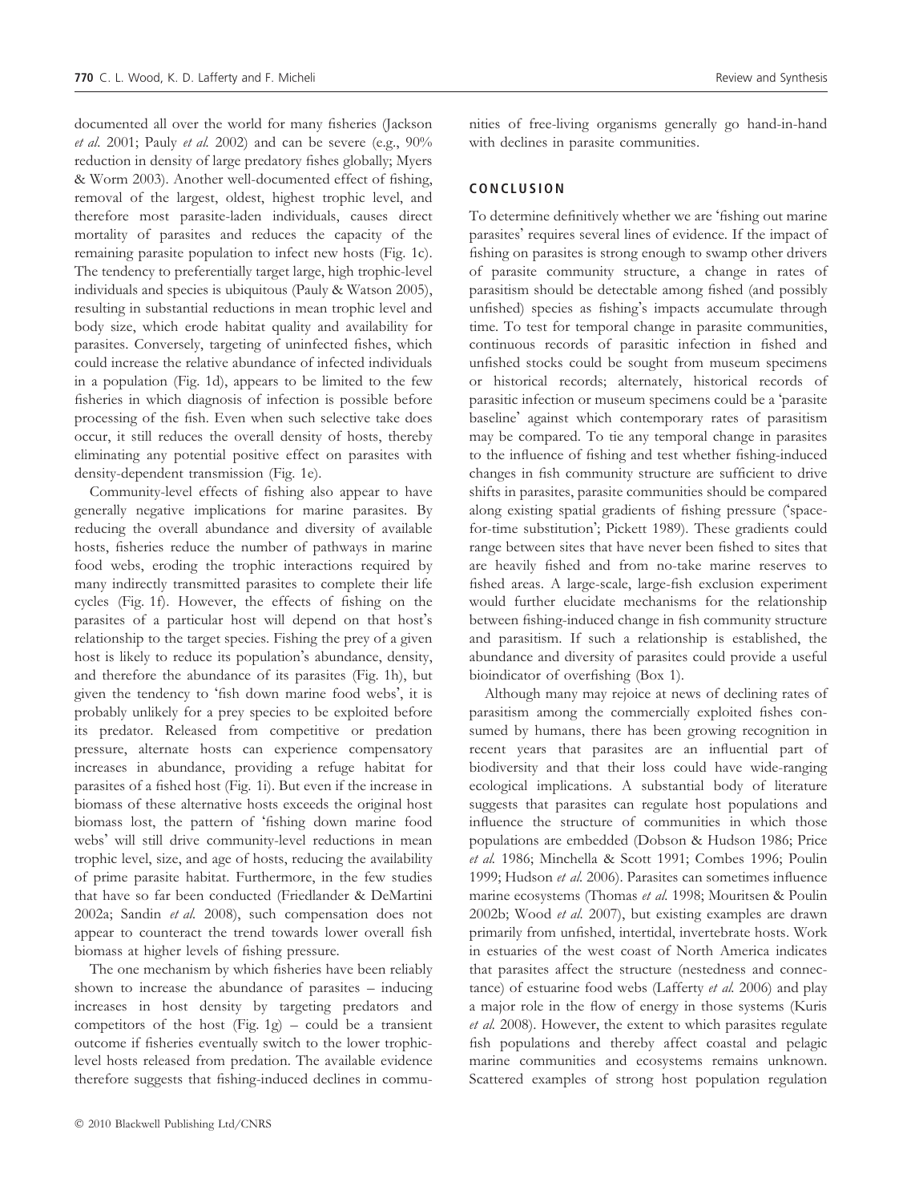documented all over the world for many fisheries (Jackson *et al.* 2001; Pauly *et al.* 2002) and can be severe (e.g., 90% reduction in density of large predatory fishes globally; Myers & Worm 2003). Another well-documented effect of fishing, removal of the largest, oldest, highest trophic level, and therefore most parasite-laden individuals, causes direct mortality of parasites and reduces the capacity of the remaining parasite population to infect new hosts (Fig. 1c). The tendency to preferentially target large, high trophic-level individuals and species is ubiquitous (Pauly & Watson 2005), resulting in substantial reductions in mean trophic level and body size, which erode habitat quality and availability for parasites. Conversely, targeting of uninfected fishes, which could increase the relative abundance of infected individuals in a population (Fig. 1d), appears to be limited to the few fisheries in which diagnosis of infection is possible before processing of the fish. Even when such selective take does occur, it still reduces the overall density of hosts, thereby eliminating any potential positive effect on parasites with density-dependent transmission (Fig. 1e).

Community-level effects of fishing also appear to have generally negative implications for marine parasites. By reducing the overall abundance and diversity of available hosts, fisheries reduce the number of pathways in marine food webs, eroding the trophic interactions required by many indirectly transmitted parasites to complete their life cycles (Fig. 1f). However, the effects of fishing on the parasites of a particular host will depend on that host's relationship to the target species. Fishing the prey of a given host is likely to reduce its population's abundance, density, and therefore the abundance of its parasites (Fig. 1h), but given the tendency to 'fish down marine food webs', it is probably unlikely for a prey species to be exploited before its predator. Released from competitive or predation pressure, alternate hosts can experience compensatory increases in abundance, providing a refuge habitat for parasites of a fished host (Fig. 1i). But even if the increase in biomass of these alternative hosts exceeds the original host biomass lost, the pattern of 'fishing down marine food webs' will still drive community-level reductions in mean trophic level, size, and age of hosts, reducing the availability of prime parasite habitat. Furthermore, in the few studies that have so far been conducted (Friedlander & DeMartini 2002a; Sandin *et al.* 2008), such compensation does not appear to counteract the trend towards lower overall fish biomass at higher levels of fishing pressure.

The one mechanism by which fisheries have been reliably shown to increase the abundance of parasites – inducing increases in host density by targeting predators and competitors of the host (Fig. 1g) – could be a transient outcome if fisheries eventually switch to the lower trophic-level hosts released from predation. The available evidence therefore suggests that fishing-induced declines in communities of free-living organisms generally go hand-in-hand with declines in parasite communities.

## CONCLUSION

To determine definitively whether we are 'fishing out marine parasites' requires several lines of evidence. If the impact of fishing on parasites is strong enough to swamp other drivers of parasite community structure, a change in rates of parasitism should be detectable among fished (and possibly unfished) species as fishing's impacts accumulate through time. To test for temporal change in parasite communities, continuous records of parasitic infection in fished and unfished stocks could be sought from museum specimens or historical records; alternately, historical records of parasitic infection or museum specimens could be a 'parasite baseline' against which contemporary rates of parasitism may be compared. To tie any temporal change in parasites to the influence of fishing and test whether fishing-induced changes in fish community structure are sufficient to drive shifts in parasites, parasite communities should be compared along existing spatial gradients of fishing pressure ('space-for-time substitution'; Pickett 1989). These gradients could range between sites that have never been fished to sites that are heavily fished and from no-take marine reserves to fished areas. A large-scale, large-fish exclusion experiment would further elucidate mechanisms for the relationship between fishing-induced change in fish community structure and parasitism. If such a relationship is established, the abundance and diversity of parasites could provide a useful bioindicator of overfishing (Box 1).

Although many may rejoice at news of declining rates of parasitism among the commercially exploited fishes consumed by humans, there has been growing recognition in recent years that parasites are an influential part of biodiversity and that their loss could have wide-ranging ecological implications. A substantial body of literature suggests that parasites can regulate host populations and influence the structure of communities in which those populations are embedded (Dobson & Hudson 1986; Price *et al.* 1986; Minchella & Scott 1991; Combes 1996; Poulin 1999; Hudson *et al.* 2006). Parasites can sometimes influence marine ecosystems (Thomas *et al.* 1998; Mouritsen & Poulin 2002b; Wood *et al.* 2007), but existing examples are drawn primarily from unfished, intertidal, invertebrate hosts. Work in estuaries of the west coast of North America indicates that parasites affect the structure (nestedness and connectance) of estuarine food webs (Lafferty *et al.* 2006) and play a major role in the flow of energy in those systems (Kuris *et al.* 2008). However, the extent to which parasites regulate fish populations and thereby affect coastal and pelagic marine communities and ecosystems remains unknown. Scattered examples of strong host population regulation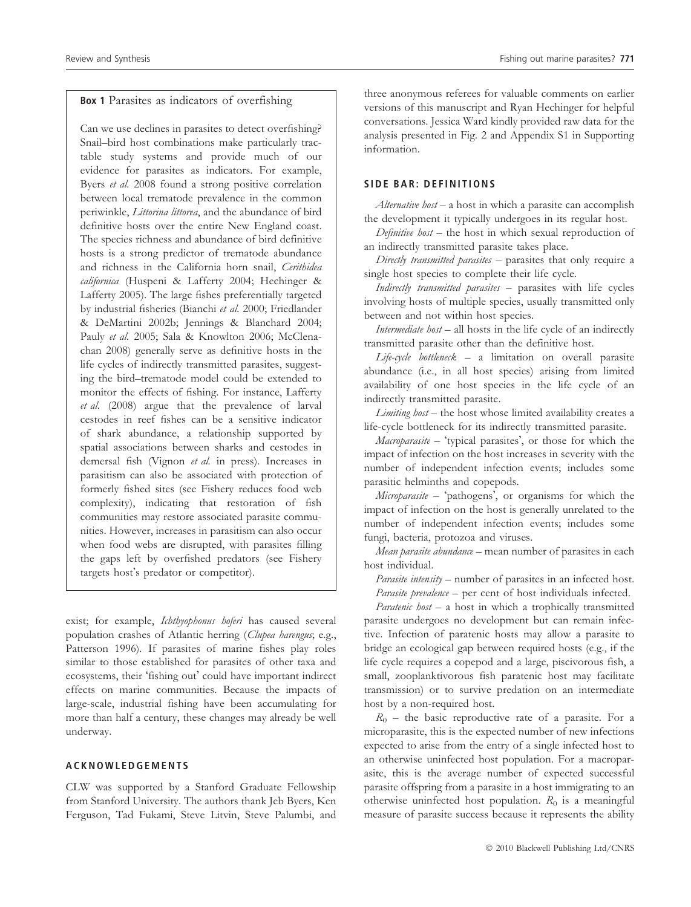**Box 1** Parasites as indicators of overfishing

Can we use declines in parasites to detect overfishing? Snail–bird host combinations make particularly tractable study systems and provide much of our evidence for parasites as indicators. For example, Byers *et al.* 2008 found a strong positive correlation between local trematode prevalence in the common periwinkle, *Littorina littorea*, and the abundance of bird definitive hosts over the entire New England coast. The species richness and abundance of bird definitive hosts is a strong predictor of trematode abundance and richness in the California horn snail, *Cerithidea californica* (Huspeni & Lafferty 2004; Hechinger & Lafferty 2005). The large fishes preferentially targeted by industrial fisheries (Bianchi *et al.* 2000; Friedlander & DeMartini 2002b; Jennings & Blanchard 2004; Pauly *et al.* 2005; Sala & Knowlton 2006; McClenachan 2008) generally serve as definitive hosts in the life cycles of indirectly transmitted parasites, suggesting the bird–trematode model could be extended to monitor the effects of fishing. For instance, Lafferty *et al.* (2008) argue that the prevalence of larval cestodes in reef fishes can be a sensitive indicator of shark abundance, a relationship supported by spatial associations between sharks and cestodes in demersal fish (Vignon *et al.* in press). Increases in parasitism can also be associated with protection of formerly fished sites (see Fishery reduces food web complexity), indicating that restoration of fish communities may restore associated parasite communities. However, increases in parasitism can also occur when food webs are disrupted, with parasites filling the gaps left by overfished predators (see Fishery targets host's predator or competitor).

exist; for example, *Ichthyophonus hoferi* has caused several population crashes of Atlantic herring (*Clupea harengus*; e.g., Patterson 1996). If parasites of marine fishes play roles similar to those established for parasites of other taxa and ecosystems, their 'fishing out' could have important indirect effects on marine communities. Because the impacts of large-scale, industrial fishing have been accumulating for more than half a century, these changes may already be well underway.

## ACKNOWLEDGEMENTS

CLW was supported by a Stanford Graduate Fellowship from Stanford University. The authors thank Jeb Byers, Ken Ferguson, Tad Fukami, Steve Litvin, Steve Palumbi, and three anonymous referees for valuable comments on earlier versions of this manuscript and Ryan Hechinger for helpful conversations. Jessica Ward kindly provided raw data for the analysis presented in Fig. 2 and Appendix S1 in Supporting information.

## SIDE BAR: DEFINITIONS

*Alternative host* – a host in which a parasite can accomplish the development it typically undergoes in its regular host.

*Definitive host* – the host in which sexual reproduction of an indirectly transmitted parasite takes place.

*Directly transmitted parasites* – parasites that only require a single host species to complete their life cycle.

*Indirectly transmitted parasites* – parasites with life cycles involving hosts of multiple species, usually transmitted only between and not within host species.

*Intermediate host* – all hosts in the life cycle of an indirectly transmitted parasite other than the definitive host.

*Life-cycle bottleneck* – a limitation on overall parasite abundance (i.e., in all host species) arising from limited availability of one host species in the life cycle of an indirectly transmitted parasite.

*Limiting host* – the host whose limited availability creates a life-cycle bottleneck for its indirectly transmitted parasite.

*Macroparasite* – 'typical parasites', or those for which the impact of infection on the host increases in severity with the number of independent infection events; includes some parasitic helminths and copepods.

*Microparasite* – 'pathogens', or organisms for which the impact of infection on the host is generally unrelated to the number of independent infection events; includes some fungi, bacteria, protozoa and viruses.

*Mean parasite abundance* – mean number of parasites in each host individual.

*Parasite intensity* – number of parasites in an infected host.

*Parasite prevalence* – per cent of host individuals infected.

*Paratenic host* – a host in which a trophically transmitted parasite undergoes no development but can remain infective. Infection of paratenic hosts may allow a parasite to bridge an ecological gap between required hosts (e.g., if the life cycle requires a copepod and a large, piscivorous fish, a small, zooplanktivorous fish paratenic host may facilitate transmission) or to survive predation on an intermediate host by a non-required host.

$R_0$ – the basic reproductive rate of a parasite. For a microparasite, this is the expected number of new infections expected to arise from the entry of a single infected host to an otherwise uninfected host population. For a macroparasite, this is the average number of expected successful parasite offspring from a parasite in a host immigrating to an otherwise uninfected host population. $R_0$ is a meaningful measure of parasite success because it represents the ability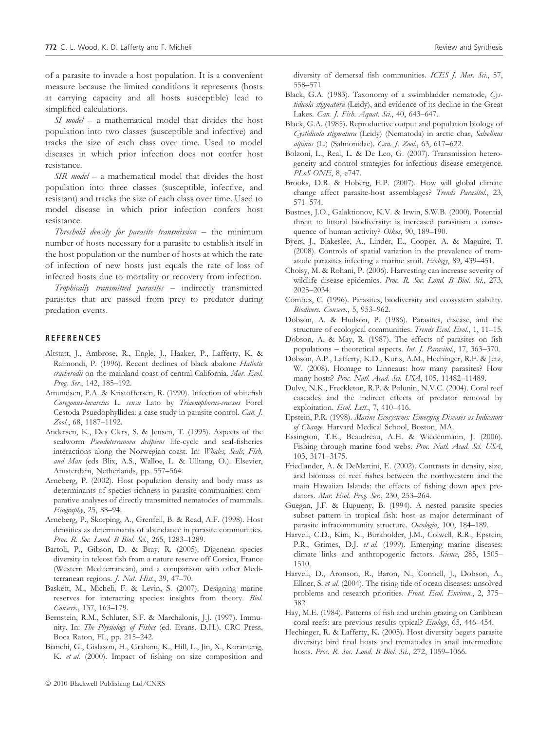of a parasite to invade a host population. It is a convenient measure because the limited conditions it represents (hosts at carrying capacity and all hosts susceptible) lead to simplified calculations.

*SI model* – a mathematical model that divides the host population into two classes (susceptible and infective) and tracks the size of each class over time. Used to model diseases in which prior infection does not confer host resistance.

*SIR model* – a mathematical model that divides the host population into three classes (susceptible, infective, and resistant) and tracks the size of each class over time. Used to model disease in which prior infection confers host resistance.

*Threshold density for parasite transmission* – the minimum number of hosts necessary for a parasite to establish itself in the host population or the number of hosts at which the rate of infection of new hosts just equals the rate of loss of infected hosts due to mortality or recovery from infection.

*Trophically transmitted parasites* – indirectly transmitted parasites that are passed from prey to predator during predation events.

## REFERENCES

Altstatt, J., Ambrose, R., Engle, J., Haaker, P., Lafferty, K. & Raimondi, P. (1996). Recent declines of black abalone *Haliotis cracherodii* on the mainland coast of central California. *Mar. Ecol. Prog. Ser.*, 142, 185–192.

Amundsen, P.A. & Kristoffersen, R. (1990). Infection of whitefish *Coregonus-lavaretus* L. *sensu* Lato by *Triaenophorus-crassus* Forel Cestoda Psuedophyllidea: a case study in parasite control. *Can. J. Zool.*, 68, 1187–1192.

Andersen, K., Des Clers, S. & Jensen, T. (1995). Aspects of the sealworm *Pseudoterranova decipiens* life-cycle and seal-fisheries interactions along the Norwegian coast. In: *Whales, Seals, Fish, and Man* (eds Blix, A.S., Walloe, L. & Ulltang, O.). Elsevier, Amsterdam, Netherlands, pp. 557–564.

Arneberg, P. (2002). Host population density and body mass as determinants of species richness in parasite communities: comparative analyses of directly transmitted nematodes of mammals. *Ecography*, 25, 88–94.

Arneberg, P., Skorping, A., Grenfell, B. & Read, A.F. (1998). Host densities as determinants of abundance in parasite communities. *Proc. R. Soc. Lond. B Biol. Sci.*, 265, 1283–1289.

Bartoli, P., Gibson, D. & Bray, R. (2005). Digenean species diversity in teleost fish from a nature reserve off Corsica, France (Western Mediterranean), and a comparison with other Mediterranean regions. *J. Nat. Hist.*, 39, 47–70.

Baskett, M., Micheli, F. & Levin, S. (2007). Designing marine reserves for interacting species: insights from theory. *Biol. Conserv.*, 137, 163–179.

Bernstein, R.M., Schluter, S.F. & Marchalonis, J.J. (1997). Immunity. In: *The Physiology of Fishes* (ed. Evans, D.H.). CRC Press, Boca Raton, FL, pp. 215–242.

Bianchi, G., Gislason, H., Graham, K., Hill, L., Jin, X., Koranteng, K. *et al.* (2000). Impact of fishing on size composition and diversity of demersal fish communities. *ICES J. Mar. Sci.*, 57, 558–571.

Black, G.A. (1983). Taxonomy of a swimbladder nematode, *Cystidicola stigmatura* (Leidy), and evidence of its decline in the Great Lakes. *Can. J. Fish. Aquat. Sci.*, 40, 643–647.

Black, G.A. (1985). Reproductive output and population biology of *Cystidicola stigmatura* (Leidy) (Nematoda) in arctic char, *Salvelinus alpinus* (L.) (Salmonidae). *Can. J. Zool.*, 63, 617–622.

Bolzoni, L., Real, L. & De Leo, G. (2007). Transmission heterogeneity and control strategies for infectious disease emergence. *PLoS ONE*, 8, e747.

Brooks, D.R. & Hoberg, E.P. (2007). How will global climate change affect parasite-host assemblages? *Trends Parasitol.*, 23, 571–574.

Bustnes, J.O., Galaktionov, K.V. & Irwin, S.W.B. (2000). Potential threat to littoral biodiversity: is increased parasitism a consequence of human activity? *Oikos*, 90, 189–190.

Byers, J., Blakeslee, A., Linder, E., Cooper, A. & Maguire, T. (2008). Controls of spatial variation in the prevalence of trematode parasites infecting a marine snail. *Ecology*, 89, 439–451.

Choisy, M. & Rohani, P. (2006). Harvesting can increase severity of wildlife disease epidemics. *Proc. R. Soc. Lond. B Biol. Sci.*, 273, 2025–2034.

Combes, C. (1996). Parasites, biodiversity and ecosystem stability. *Biodivers. Conserv.*, 5, 953–962.

Dobson, A. & Hudson, P. (1986). Parasites, disease, and the structure of ecological communities. *Trends Ecol. Evol.*, 1, 11–15.

Dobson, A. & May, R. (1987). The effects of parasites on fish populations – theoretical aspects. *Int. J. Parasitol.*, 17, 363–370.

Dobson, A.P., Lafferty, K.D., Kuris, A.M., Hechinger, R.F. & Jetz, W. (2008). Homage to Linneaus: how many parasites? How many hosts? *Proc. Natl. Acad. Sci. USA*, 105, 11482–11489.

Dulvy, N.K., Freckleton, R.P. & Polunin, N.V.C. (2004). Coral reef cascades and the indirect effects of predator removal by exploitation. *Ecol. Lett.*, 7, 410–416.

Epstein, P.R. (1998). *Marine Ecosystems: Emerging Diseases as Indicators of Change*. Harvard Medical School, Boston, MA.

Essington, T.E., Beaudreau, A.H. & Wiedenmann, J. (2006). Fishing through marine food webs. *Proc. Natl. Acad. Sci. USA*, 103, 3171–3175.

Friedlander, A. & DeMartini, E. (2002). Contrasts in density, size, and biomass of reef fishes between the northwestern and the main Hawaiian Islands: the effects of fishing down apex predators. *Mar. Ecol. Prog. Ser.*, 230, 253–264.

Guegan, J.F. & Hugueny, B. (1994). A nested parasite species subset pattern in tropical fish: host as major determinant of parasite infracommunity structure. *Oecologia*, 100, 184–189.

Harvell, C.D., Kim, K., Burkholder, J.M., Colwell, R.R., Epstein, P.R., Grimes, D.J. *et al.* (1999). Emerging marine diseases: climate links and anthropogenic factors. *Science*, 285, 1505–1510.

Harvell, D., Aronson, R., Baron, N., Connell, J., Dobson, A., Ellner, S. *et al.* (2004). The rising tide of ocean diseases: unsolved problems and research priorities. *Front. Ecol. Environ.*, 2, 375–382.

Hay, M.E. (1984). Patterns of fish and urchin grazing on Caribbean coral reefs: are previous results typical? *Ecology*, 65, 446–454.

Hechinger, R. & Lafferty, K. (2005). Host diversity begets parasite diversity: bird final hosts and trematodes in snail intermediate hosts. *Proc. R. Soc. Lond. B Biol. Sci.*, 272, 1059–1066.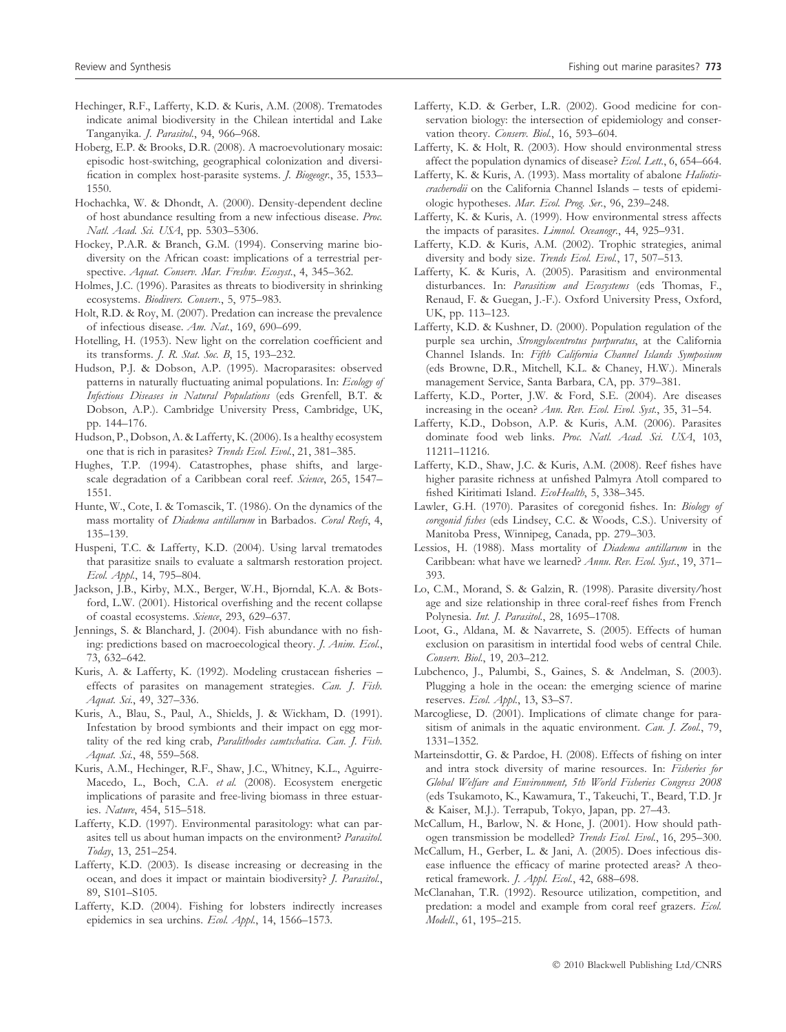Hechinger, R.F., Lafferty, K.D. & Kuris, A.M. (2008). Trematodes indicate animal biodiversity in the Chilean intertidal and Lake Tanganyika. *J. Parasitol.*, 94, 966–968.

Hoberg, E.P. & Brooks, D.R. (2008). A macroevolutionary mosaic: episodic host-switching, geographical colonization and diversification in complex host-parasite systems. *J. Biogeogr.*, 35, 1533–1550.

Hochachka, W. & Dhondt, A. (2000). Density-dependent decline of host abundance resulting from a new infectious disease. *Proc. Natl. Acad. Sci. USA*, pp. 5303–5306.

Hockey, P.A.R. & Branch, G.M. (1994). Conserving marine biodiversity on the African coast: implications of a terrestrial perspective. *Aquat. Conserv. Mar. Freshw. Ecosyst.*, 4, 345–362.

Holmes, J.C. (1996). Parasites as threats to biodiversity in shrinking ecosystems. *Biodivers. Conserv.*, 5, 975–983.

Holt, R.D. & Roy, M. (2007). Predation can increase the prevalence of infectious disease. *Am. Nat.*, 169, 690–699.

Hotelling, H. (1953). New light on the correlation coefficient and its transforms. *J. R. Stat. Soc. B*, 15, 193–232.

Hudson, P.J. & Dobson, A.P. (1995). Macroparasites: observed patterns in naturally fluctuating animal populations. In: *Ecology of Infectious Diseases in Natural Populations* (eds Grenfell, B.T. & Dobson, A.P.). Cambridge University Press, Cambridge, UK, pp. 144–176.

Hudson, P., Dobson, A. & Lafferty, K. (2006). Is a healthy ecosystem one that is rich in parasites? *Trends Ecol. Evol.*, 21, 381–385.

Hughes, T.P. (1994). Catastrophes, phase shifts, and large-scale degradation of a Caribbean coral reef. *Science*, 265, 1547–1551.

Hunte, W., Cote, I. & Tomascik, T. (1986). On the dynamics of the mass mortality of *Diadema antillarum* in Barbados. *Coral Reefs*, 4, 135–139.

Huspeni, T.C. & Lafferty, K.D. (2004). Using larval trematodes that parasitize snails to evaluate a saltmarsh restoration project. *Ecol. Appl.*, 14, 795–804.

Jackson, J.B., Kirby, M.X., Berger, W.H., Bjorndal, K.A. & Botsford, L.W. (2001). Historical overfishing and the recent collapse of coastal ecosystems. *Science*, 293, 629–637.

Jennings, S. & Blanchard, J. (2004). Fish abundance with no fishing: predictions based on macroecological theory. *J. Anim. Ecol.*, 73, 632–642.

Kuris, A. & Lafferty, K. (1992). Modeling crustacean fisheries – effects of parasites on management strategies. *Can. J. Fish. Aquat. Sci.*, 49, 327–336.

Kuris, A., Blau, S., Paul, A., Shields, J. & Wickham, D. (1991). Infestation by brood symbionts and their impact on egg mortality of the red king crab, *Paralithodes camtschatica*. *Can. J. Fish. Aquat. Sci.*, 48, 559–568.

Kuris, A.M., Hechinger, R.F., Shaw, J.C., Whitney, K.L., Aguirre-Macedo, L., Boch, C.A. *et al.* (2008). Ecosystem energetic implications of parasite and free-living biomass in three estuaries. *Nature*, 454, 515–518.

Lafferty, K.D. (1997). Environmental parasitology: what can parasites tell us about human impacts on the environment? *Parasitol. Today*, 13, 251–254.

Lafferty, K.D. (2003). Is disease increasing or decreasing in the ocean, and does it impact or maintain biodiversity? *J. Parasitol.*, 89, S101–S105.

Lafferty, K.D. (2004). Fishing for lobsters indirectly increases epidemics in sea urchins. *Ecol. Appl.*, 14, 1566–1573.

Lafferty, K.D. & Gerber, L.R. (2002). Good medicine for conservation biology: the intersection of epidemiology and conservation theory. *Conserv. Biol.*, 16, 593–604.

Lafferty, K. & Holt, R. (2003). How should environmental stress affect the population dynamics of disease? *Ecol. Lett.*, 6, 654–664.

Lafferty, K. & Kuris, A. (1993). Mass mortality of abalone *Haliotis cracherodii* on the California Channel Islands – tests of epidemiologic hypotheses. *Mar. Ecol. Prog. Ser.*, 96, 239–248.

Lafferty, K. & Kuris, A. (1999). How environmental stress affects the impacts of parasites. *Limnol. Oceanogr.*, 44, 925–931.

Lafferty, K.D. & Kuris, A.M. (2002). Trophic strategies, animal diversity and body size. *Trends Ecol. Evol.*, 17, 507–513.

Lafferty, K. & Kuris, A. (2005). Parasitism and environmental disturbances. In: *Parasitism and Ecosystems* (eds Thomas, F., Renaud, F. & Guegan, J.-F.). Oxford University Press, Oxford, UK, pp. 113–123.

Lafferty, K.D. & Kushner, D. (2000). Population regulation of the purple sea urchin, *Strongylocentrotus purpuratus*, at the California Channel Islands. In: *Fifth California Channel Islands Symposium* (eds Browne, D.R., Mitchell, K.L. & Chaney, H.W.). Minerals management Service, Santa Barbara, CA, pp. 379–381.

Lafferty, K.D., Porter, J.W. & Ford, S.E. (2004). Are diseases increasing in the ocean? *Ann. Rev. Ecol. Evol. Syst.*, 35, 31–54.

Lafferty, K.D., Dobson, A.P. & Kuris, A.M. (2006). Parasites dominate food web links. *Proc. Natl. Acad. Sci. USA*, 103, 11211–11216.

Lafferty, K.D., Shaw, J.C. & Kuris, A.M. (2008). Reef fishes have higher parasite richness at unfished Palmyra Atoll compared to fished Kiritimati Island. *EcoHealth*, 5, 338–345.

Lawler, G.H. (1970). Parasites of coregonid fishes. In: *Biology of coregonid fishes* (eds Lindsey, C.C. & Woods, C.S.). University of Manitoba Press, Winnipeg, Canada, pp. 279–303.

Lessios, H. (1988). Mass mortality of *Diadema antillarum* in the Caribbean: what have we learned? *Annu. Rev. Ecol. Syst.*, 19, 371–393.

Lo, C.M., Morand, S. & Galzin, R. (1998). Parasite diversity/host age and size relationship in three coral-reef fishes from French Polynesia. *Int. J. Parasitol.*, 28, 1695–1708.

Loot, G., Aldana, M. & Navarrete, S. (2005). Effects of human exclusion on parasitism in intertidal food webs of central Chile. *Conserv. Biol.*, 19, 203–212.

Lubchenco, J., Palumbi, S., Gaines, S. & Andelman, S. (2003). Plugging a hole in the ocean: the emerging science of marine reserves. *Ecol. Appl.*, 13, S3–S7.

Marcogliese, D. (2001). Implications of climate change for parasitism of animals in the aquatic environment. *Can. J. Zool.*, 79, 1331–1352.

Marteinsdottir, G. & Pardoe, H. (2008). Effects of fishing on inter and intra stock diversity of marine resources. In: *Fisheries for Global Welfare and Environment, 5th World Fisheries Congress 2008* (eds Tsukamoto, K., Kawamura, T., Takeuchi, T., Beard, T.D. Jr & Kaiser, M.J.). Terrapub, Tokyo, Japan, pp. 27–43.

McCallum, H., Barlow, N. & Hone, J. (2001). How should pathogen transmission be modelled? *Trends Ecol. Evol.*, 16, 295–300.

McCallum, H., Gerber, L. & Jani, A. (2005). Does infectious disease influence the efficacy of marine protected areas? A theoretical framework. *J. Appl. Ecol.*, 42, 688–698.

McClanahan, T.R. (1992). Resource utilization, competition, and predation: a model and example from coral reef grazers. *Ecol. Modell.*, 61, 195–215.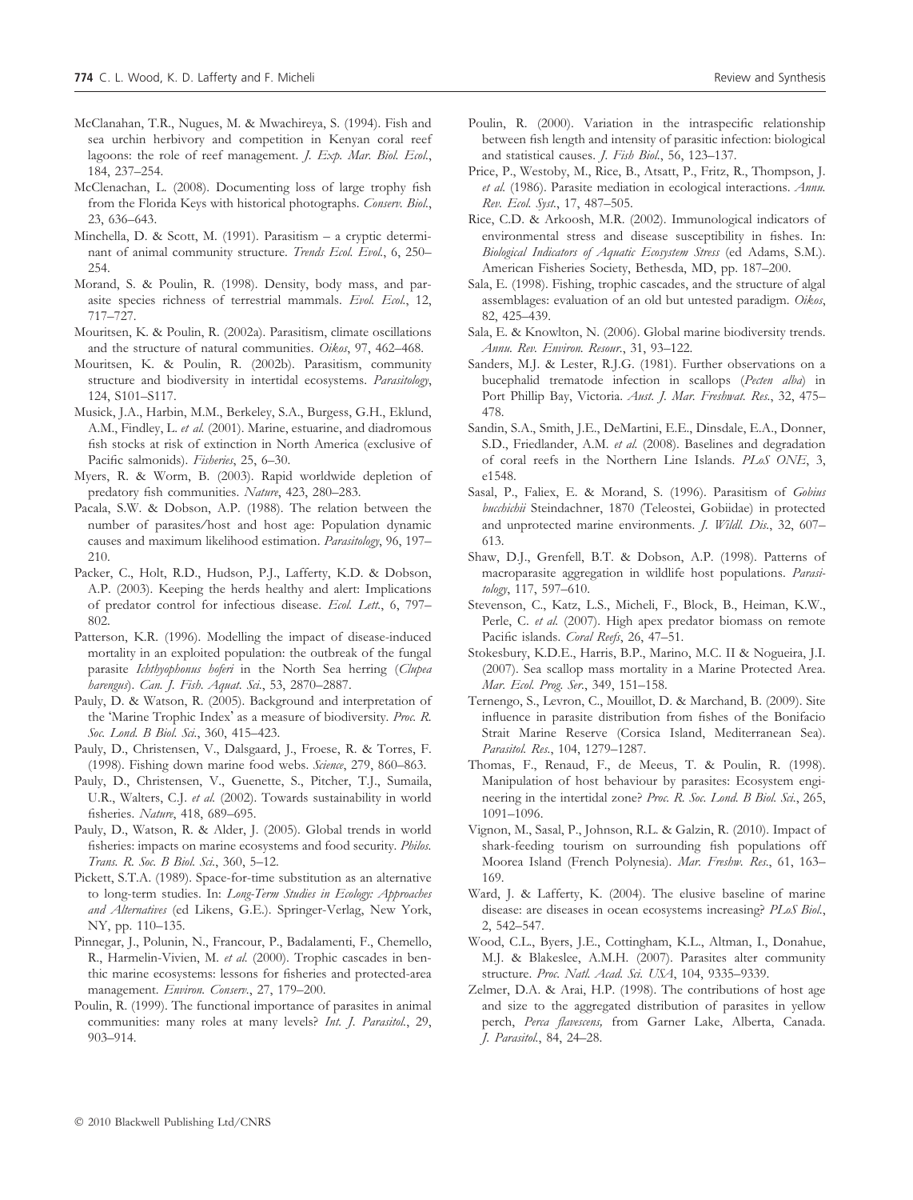McClanahan, T.R., Nugues, M. & Mwachireya, S. (1994). Fish and sea urchin herbivory and competition in Kenyan coral reef lagoons: the role of reef management. *J. Exp. Mar. Biol. Ecol.*, 184, 237–254.

McClenachan, L. (2008). Documenting loss of large trophy fish from the Florida Keys with historical photographs. *Conserv. Biol.*, 23, 636–643.

Minchella, D. & Scott, M. (1991). Parasitism – a cryptic determinant of animal community structure. *Trends Ecol. Evol.*, 6, 250–254.

Morand, S. & Poulin, R. (1998). Density, body mass, and parasite species richness of terrestrial mammals. *Evol. Ecol.*, 12, 717–727.

Mouritsen, K. & Poulin, R. (2002a). Parasitism, climate oscillations and the structure of natural communities. *Oikos*, 97, 462–468.

Mouritsen, K. & Poulin, R. (2002b). Parasitism, community structure and biodiversity in intertidal ecosystems. *Parasitology*, 124, S101–S117.

Musick, J.A., Harbin, M.M., Berkeley, S.A., Burgess, G.H., Eklund, A.M., Findley, L. *et al.* (2001). Marine, estuarine, and diadromous fish stocks at risk of extinction in North America (exclusive of Pacific salmonids). *Fisheries*, 25, 6–30.

Myers, R. & Worm, B. (2003). Rapid worldwide depletion of predatory fish communities. *Nature*, 423, 280–283.

Pacala, S.W. & Dobson, A.P. (1988). The relation between the number of parasites/host and host age: Population dynamic causes and maximum likelihood estimation. *Parasitology*, 96, 197–210.

Packer, C., Holt, R.D., Hudson, P.J., Lafferty, K.D. & Dobson, A.P. (2003). Keeping the herds healthy and alert: Implications of predator control for infectious disease. *Ecol. Lett.*, 6, 797–802.

Patterson, K.R. (1996). Modelling the impact of disease-induced mortality in an exploited population: the outbreak of the fungal parasite *Ichthyophonus hoferi* in the North Sea herring (*Clupea harengus*). *Can. J. Fish. Aquat. Sci.*, 53, 2870–2887.

Pauly, D. & Watson, R. (2005). Background and interpretation of the 'Marine Trophic Index' as a measure of biodiversity. *Proc. R. Soc. Lond. B Biol. Sci.*, 360, 415–423.

Pauly, D., Christensen, V., Dalsgaard, J., Froese, R. & Torres, F. (1998). Fishing down marine food webs. *Science*, 279, 860–863.

Pauly, D., Christensen, V., Guenette, S., Pitcher, T.J., Sumaila, U.R., Walters, C.J. *et al.* (2002). Towards sustainability in world fisheries. *Nature*, 418, 689–695.

Pauly, D., Watson, R. & Alder, J. (2005). Global trends in world fisheries: impacts on marine ecosystems and food security. *Philos. Trans. R. Soc. B Biol. Sci.*, 360, 5–12.

Pickett, S.T.A. (1989). Space-for-time substitution as an alternative to long-term studies. In: *Long-Term Studies in Ecology: Approaches and Alternatives* (ed Likens, G.E.). Springer-Verlag, New York, NY, pp. 110–135.

Pinnegar, J., Polunin, N., Francour, P., Badalamenti, F., Chemello, R., Harmelin-Vivien, M. *et al.* (2000). Trophic cascades in benthic marine ecosystems: lessons for fisheries and protected-area management. *Environ. Conserv.*, 27, 179–200.

Poulin, R. (1999). The functional importance of parasites in animal communities: many roles at many levels? *Int. J. Parasitol.*, 29, 903–914.

Poulin, R. (2000). Variation in the intraspecific relationship between fish length and intensity of parasitic infection: biological and statistical causes. *J. Fish Biol.*, 56, 123–137.

Price, P., Westoby, M., Rice, B., Atsatt, P., Fritz, R., Thompson, J. *et al.* (1986). Parasite mediation in ecological interactions. *Annu. Rev. Ecol. Syst.*, 17, 487–505.

Rice, C.D. & Arkoosh, M.R. (2002). Immunological indicators of environmental stress and disease susceptibility in fishes. In: *Biological Indicators of Aquatic Ecosystem Stress* (ed Adams, S.M.). American Fisheries Society, Bethesda, MD, pp. 187–200.

Sala, E. (1998). Fishing, trophic cascades, and the structure of algal assemblages: evaluation of an old but untested paradigm. *Oikos*, 82, 425–439.

Sala, E. & Knowlton, N. (2006). Global marine biodiversity trends. *Annu. Rev. Environ. Resour.*, 31, 93–122.

Sanders, M.J. & Lester, R.J.G. (1981). Further observations on a bucephalid trematode infection in scallops (*Pecten alba*) in Port Phillip Bay, Victoria. *Aust. J. Mar. Freshwat. Res.*, 32, 475–478.

Sandin, S.A., Smith, J.E., DeMartini, E.E., Dinsdale, E.A., Donner, S.D., Friedlander, A.M. *et al.* (2008). Baselines and degradation of coral reefs in the Northern Line Islands. *PLoS ONE*, 3, e1548.

Sasal, P., Faliex, E. & Morand, S. (1996). Parasitism of *Gobius bucchichii* Steindachner, 1870 (Teleostei, Gobiidae) in protected and unprotected marine environments. *J. Wildl. Dis.*, 32, 607–613.

Shaw, D.J., Grenfell, B.T. & Dobson, A.P. (1998). Patterns of macroparasite aggregation in wildlife host populations. *Parasitology*, 117, 597–610.

Stevenson, C., Katz, L.S., Micheli, F., Block, B., Heiman, K.W., Perle, C. *et al.* (2007). High apex predator biomass on remote Pacific islands. *Coral Reefs*, 26, 47–51.

Stokesbury, K.D.E., Harris, B.P., Marino, M.C. II & Nogueira, J.I. (2007). Sea scallop mass mortality in a Marine Protected Area. *Mar. Ecol. Prog. Ser.*, 349, 151–158.

Ternengo, S., Levron, C., Mouillot, D. & Marchand, B. (2009). Site influence in parasite distribution from fishes of the Bonifacio Strait Marine Reserve (Corsica Island, Mediterranean Sea). *Parasitol. Res.*, 104, 1279–1287.

Thomas, F., Renaud, F., de Meeus, T. & Poulin, R. (1998). Manipulation of host behaviour by parasites: Ecosystem engineering in the intertidal zone? *Proc. R. Soc. Lond. B Biol. Sci.*, 265, 1091–1096.

Vignon, M., Sasal, P., Johnson, R.L. & Galzin, R. (2010). Impact of shark-feeding tourism on surrounding fish populations off Moorea Island (French Polynesia). *Mar. Freshw. Res.*, 61, 163–169.

Ward, J. & Lafferty, K. (2004). The elusive baseline of marine disease: are diseases in ocean ecosystems increasing? *PLoS Biol.*, 2, 542–547.

Wood, C.L., Byers, J.E., Cottingham, K.L., Altman, I., Donahue, M.J. & Blakeslee, A.M.H. (2007). Parasites alter community structure. *Proc. Natl. Acad. Sci. USA*, 104, 9335–9339.

Zelmer, D.A. & Arai, H.P. (1998). The contributions of host age and size to the aggregated distribution of parasites in yellow perch, *Perca flavescens,* from Garner Lake, Alberta, Canada. *J. Parasitol.*, 84, 24–28.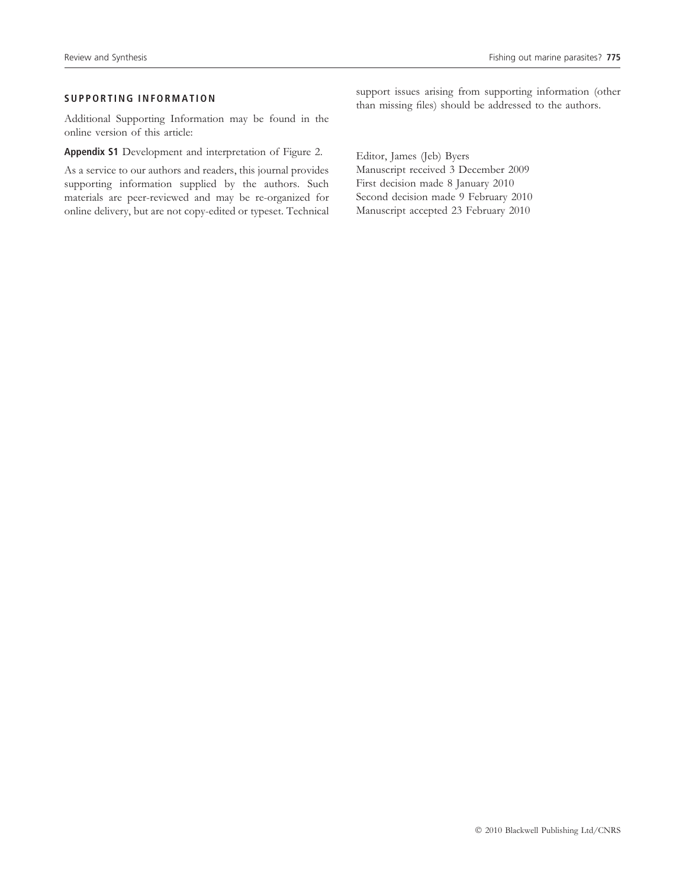## SUPPORTING INFORMATION

Additional Supporting Information may be found in the online version of this article:

**Appendix S1** Development and interpretation of Figure 2.

As a service to our authors and readers, this journal provides supporting information supplied by the authors. Such materials are peer-reviewed and may be re-organized for online delivery, but are not copy-edited or typeset. Technical support issues arising from supporting information (other than missing files) should be addressed to the authors.

Editor, James (Jeb) Byers
Manuscript received 3 December 2009
First decision made 8 January 2010
Second decision made 9 February 2010
Manuscript accepted 23 February 2010